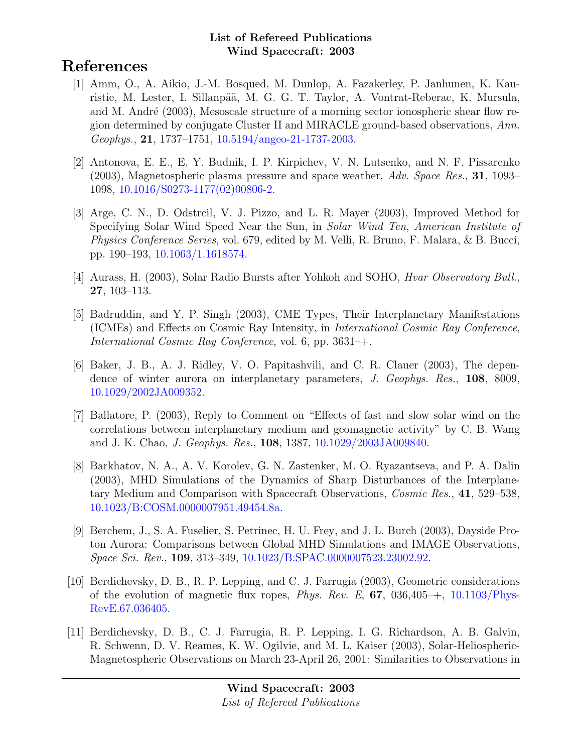**List of Refereed Publications**
**Wind Spacecraft: 2003**

# References

[1] Amm, O., A. Aikio, J.-M. Bosqued, M. Dunlop, A. Fazakerley, P. Janhunen, K. Kauristie, M. Lester, I. Sillanpää, M. G. G. T. Taylor, A. Vontrat-Reberac, K. Mursula, and M. André (2003), Mesoscale structure of a morning sector ionospheric shear flow region determined by conjugate Cluster II and MIRACLE ground-based observations, *Ann. Geophys.*, **21**, 1737–1751, 10.5194/angeo-21-1737-2003.

[2] Antonova, E. E., E. Y. Budnik, I. P. Kirpichev, V. N. Lutsenko, and N. F. Pissarenko (2003), Magnetospheric plasma pressure and space weather, *Adv. Space Res.*, **31**, 1093–1098, 10.1016/S0273-1177(02)00806-2.

[3] Arge, C. N., D. Odstrcil, V. J. Pizzo, and L. R. Mayer (2003), Improved Method for Specifying Solar Wind Speed Near the Sun, in *Solar Wind Ten*, *American Institute of Physics Conference Series*, vol. 679, edited by M. Velli, R. Bruno, F. Malara, & B. Bucci, pp. 190–193, 10.1063/1.1618574.

[4] Aurass, H. (2003), Solar Radio Bursts after Yohkoh and SOHO, *Hvar Observatory Bull.*, **27**, 103–113.

[5] Badruddin, and Y. P. Singh (2003), CME Types, Their Interplanetary Manifestations (ICMEs) and Effects on Cosmic Ray Intensity, in *International Cosmic Ray Conference*, *International Cosmic Ray Conference*, vol. 6, pp. 3631–+.

[6] Baker, J. B., A. J. Ridley, V. O. Papitashvili, and C. R. Clauer (2003), The dependence of winter aurora on interplanetary parameters, *J. Geophys. Res.*, **108**, 8009, 10.1029/2002JA009352.

[7] Ballatore, P. (2003), Reply to Comment on "Effects of fast and slow solar wind on the correlations between interplanetary medium and geomagnetic activity" by C. B. Wang and J. K. Chao, *J. Geophys. Res.*, **108**, 1387, 10.1029/2003JA009840.

[8] Barkhatov, N. A., A. V. Korolev, G. N. Zastenker, M. O. Ryazantseva, and P. A. Dalin (2003), MHD Simulations of the Dynamics of Sharp Disturbances of the Interplanetary Medium and Comparison with Spacecraft Observations, *Cosmic Res.*, **41**, 529–538, 10.1023/B:COSM.0000007951.49454.8a.

[9] Berchem, J., S. A. Fuselier, S. Petrinec, H. U. Frey, and J. L. Burch (2003), Dayside Proton Aurora: Comparisons between Global MHD Simulations and IMAGE Observations, *Space Sci. Rev.*, **109**, 313–349, 10.1023/B:SPAC.0000007523.23002.92.

[10] Berdichevsky, D. B., R. P. Lepping, and C. J. Farrugia (2003), Geometric considerations of the evolution of magnetic flux ropes, *Phys. Rev. E*, **67**, 036,405–+, 10.1103/PhysRevE.67.036405.

[11] Berdichevsky, D. B., C. J. Farrugia, R. P. Lepping, I. G. Richardson, A. B. Galvin, R. Schwenn, D. V. Reames, K. W. Ogilvie, and M. L. Kaiser (2003), Solar-Heliospheric-Magnetospheric Observations on March 23-April 26, 2001: Similarities to Observations in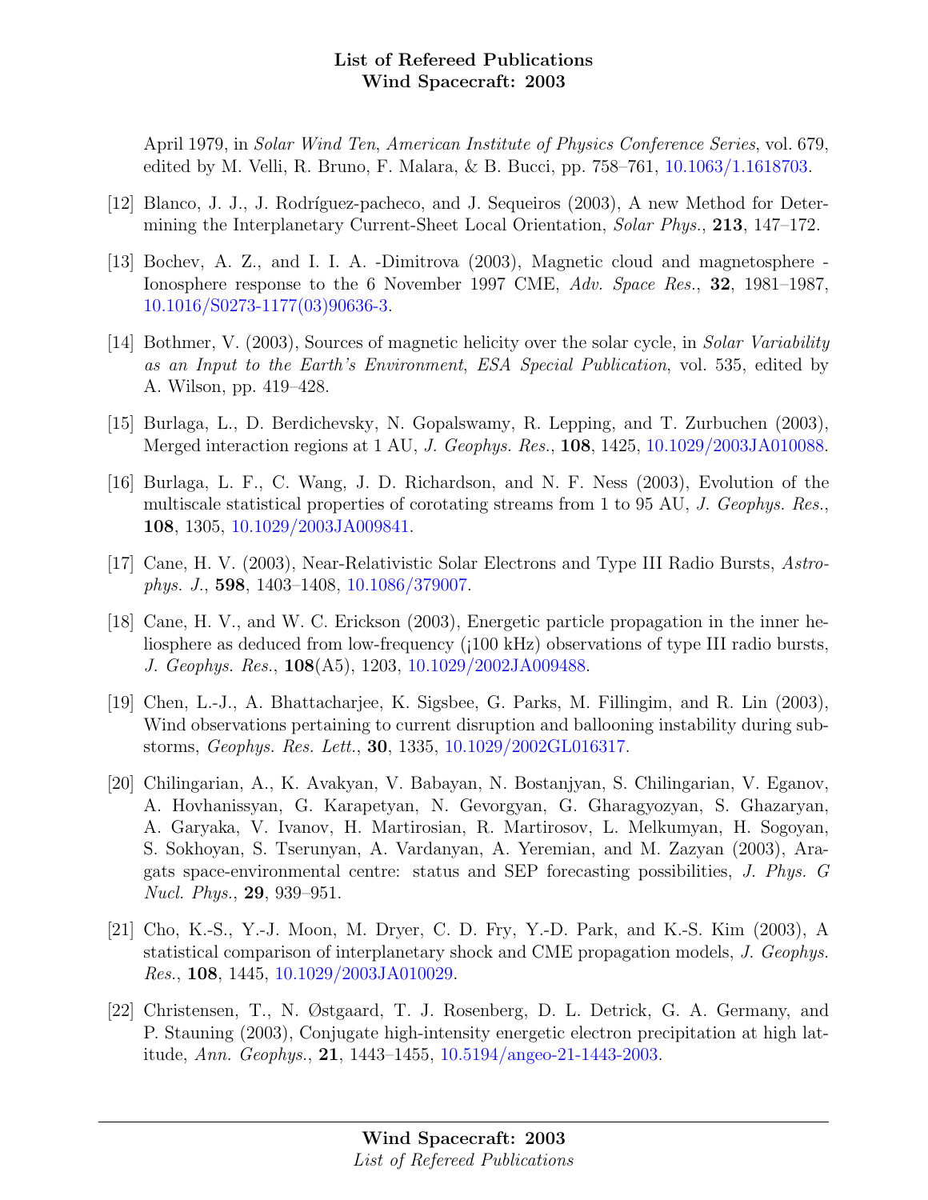April 1979, in *Solar Wind Ten, American Institute of Physics Conference Series*, vol. 679, edited by M. Velli, R. Bruno, F. Malara, & B. Bucci, pp. 758–761, 10.1063/1.1618703.

[12] Blanco, J. J., J. Rodríguez-pacheco, and J. Sequeiros (2003), A new Method for Determining the Interplanetary Current-Sheet Local Orientation, *Solar Phys.*, **213**, 147–172.

[13] Bochev, A. Z., and I. I. A. -Dimitrova (2003), Magnetic cloud and magnetosphere - Ionosphere response to the 6 November 1997 CME, *Adv. Space Res.*, **32**, 1981–1987, 10.1016/S0273-1177(03)90636-3.

[14] Bothmer, V. (2003), Sources of magnetic helicity over the solar cycle, in *Solar Variability as an Input to the Earth's Environment*, *ESA Special Publication*, vol. 535, edited by A. Wilson, pp. 419–428.

[15] Burlaga, L., D. Berdichevsky, N. Gopalswamy, R. Lepping, and T. Zurbuchen (2003), Merged interaction regions at 1 AU, *J. Geophys. Res.*, **108**, 1425, 10.1029/2003JA010088.

[16] Burlaga, L. F., C. Wang, J. D. Richardson, and N. F. Ness (2003), Evolution of the multiscale statistical properties of corotating streams from 1 to 95 AU, *J. Geophys. Res.*, **108**, 1305, 10.1029/2003JA009841.

[17] Cane, H. V. (2003), Near-Relativistic Solar Electrons and Type III Radio Bursts, *Astrophys. J.*, **598**, 1403–1408, 10.1086/379007.

[18] Cane, H. V., and W. C. Erickson (2003), Energetic particle propagation in the inner heliosphere as deduced from low-frequency (¡100 kHz) observations of type III radio bursts, *J. Geophys. Res.*, **108**(A5), 1203, 10.1029/2002JA009488.

[19] Chen, L.-J., A. Bhattacharjee, K. Sigsbee, G. Parks, M. Fillingim, and R. Lin (2003), Wind observations pertaining to current disruption and ballooning instability during substorms, *Geophys. Res. Lett.*, **30**, 1335, 10.1029/2002GL016317.

[20] Chilingarian, A., K. Avakyan, V. Babayan, N. Bostanjyan, S. Chilingarian, V. Eganov, A. Hovhanissyan, G. Karapetyan, N. Gevorgyan, G. Gharagyozyan, S. Ghazaryan, A. Garyaka, V. Ivanov, H. Martirosian, R. Martirosov, L. Melkumyan, H. Sogoyan, S. Sokhoyan, S. Tserunyan, A. Vardanyan, A. Yeremian, and M. Zazyan (2003), Aragats space-environmental centre: status and SEP forecasting possibilities, *J. Phys. G Nucl. Phys.*, **29**, 939–951.

[21] Cho, K.-S., Y.-J. Moon, M. Dryer, C. D. Fry, Y.-D. Park, and K.-S. Kim (2003), A statistical comparison of interplanetary shock and CME propagation models, *J. Geophys. Res.*, **108**, 1445, 10.1029/2003JA010029.

[22] Christensen, T., N. Østgaard, T. J. Rosenberg, D. L. Detrick, G. A. Germany, and P. Stauning (2003), Conjugate high-intensity energetic electron precipitation at high latitude, *Ann. Geophys.*, **21**, 1443–1455, 10.5194/angeo-21-1443-2003.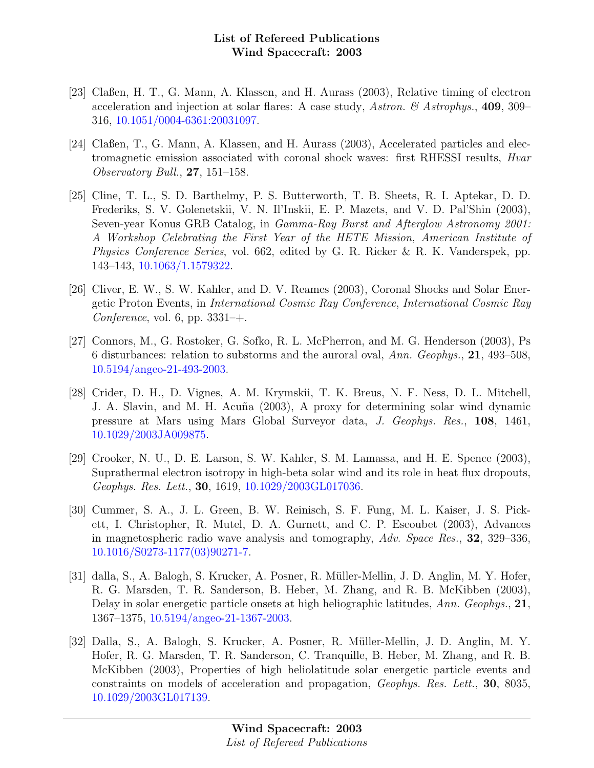[23] Claßen, H. T., G. Mann, A. Klassen, and H. Aurass (2003), Relative timing of electron acceleration and injection at solar flares: A case study, *Astron. & Astrophys.*, **409**, 309–316, 10.1051/0004-6361:20031097.

[24] Claßen, T., G. Mann, A. Klassen, and H. Aurass (2003), Accelerated particles and electromagnetic emission associated with coronal shock waves: first RHESSI results, *Hvar Observatory Bull.*, **27**, 151–158.

[25] Cline, T. L., S. D. Barthelmy, P. S. Butterworth, T. B. Sheets, R. I. Aptekar, D. D. Frederiks, S. V. Golenetskii, V. N. Il'Inskii, E. P. Mazets, and V. D. Pal'Shin (2003), Seven-year Konus GRB Catalog, in *Gamma-Ray Burst and Afterglow Astronomy 2001: A Workshop Celebrating the First Year of the HETE Mission*, *American Institute of Physics Conference Series*, vol. 662, edited by G. R. Ricker & R. K. Vanderspek, pp. 143–143, 10.1063/1.1579322.

[26] Cliver, E. W., S. W. Kahler, and D. V. Reames (2003), Coronal Shocks and Solar Energetic Proton Events, in *International Cosmic Ray Conference*, *International Cosmic Ray Conference*, vol. 6, pp. 3331–+.

[27] Connors, M., G. Rostoker, G. Sofko, R. L. McPherron, and M. G. Henderson (2003), Ps 6 disturbances: relation to substorms and the auroral oval, *Ann. Geophys.*, **21**, 493–508, 10.5194/angeo-21-493-2003.

[28] Crider, D. H., D. Vignes, A. M. Krymskii, T. K. Breus, N. F. Ness, D. L. Mitchell, J. A. Slavin, and M. H. Acuña (2003), A proxy for determining solar wind dynamic pressure at Mars using Mars Global Surveyor data, *J. Geophys. Res.*, **108**, 1461, 10.1029/2003JA009875.

[29] Crooker, N. U., D. E. Larson, S. W. Kahler, S. M. Lamassa, and H. E. Spence (2003), Suprathermal electron isotropy in high-beta solar wind and its role in heat flux dropouts, *Geophys. Res. Lett.*, **30**, 1619, 10.1029/2003GL017036.

[30] Cummer, S. A., J. L. Green, B. W. Reinisch, S. F. Fung, M. L. Kaiser, J. S. Pickett, I. Christopher, R. Mutel, D. A. Gurnett, and C. P. Escoubet (2003), Advances in magnetospheric radio wave analysis and tomography, *Adv. Space Res.*, **32**, 329–336, 10.1016/S0273-1177(03)90271-7.

[31] dalla, S., A. Balogh, S. Krucker, A. Posner, R. Müller-Mellin, J. D. Anglin, M. Y. Hofer, R. G. Marsden, T. R. Sanderson, B. Heber, M. Zhang, and R. B. McKibben (2003), Delay in solar energetic particle onsets at high heliographic latitudes, *Ann. Geophys.*, **21**, 1367–1375, 10.5194/angeo-21-1367-2003.

[32] Dalla, S., A. Balogh, S. Krucker, A. Posner, R. Müller-Mellin, J. D. Anglin, M. Y. Hofer, R. G. Marsden, T. R. Sanderson, C. Tranquille, B. Heber, M. Zhang, and R. B. McKibben (2003), Properties of high heliolatitude solar energetic particle events and constraints on models of acceleration and propagation, *Geophys. Res. Lett.*, **30**, 8035, 10.1029/2003GL017139.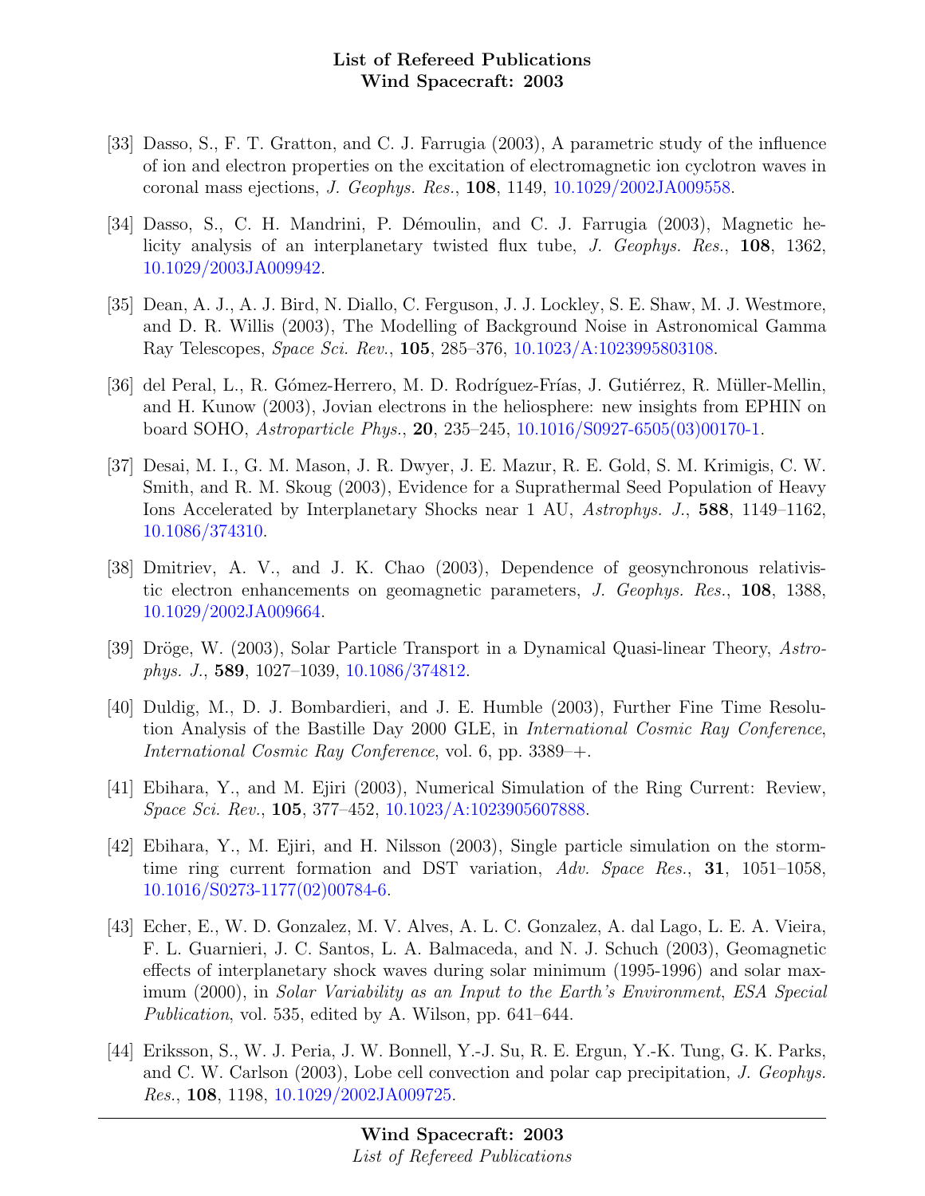[33] Dasso, S., F. T. Gratton, and C. J. Farrugia (2003), A parametric study of the influence of ion and electron properties on the excitation of electromagnetic ion cyclotron waves in coronal mass ejections, *J. Geophys. Res.*, **108**, 1149, 10.1029/2002JA009558.

[34] Dasso, S., C. H. Mandrini, P. Démoulin, and C. J. Farrugia (2003), Magnetic helicity analysis of an interplanetary twisted flux tube, *J. Geophys. Res.*, **108**, 1362, 10.1029/2003JA009942.

[35] Dean, A. J., A. J. Bird, N. Diallo, C. Ferguson, J. J. Lockley, S. E. Shaw, M. J. Westmore, and D. R. Willis (2003), The Modelling of Background Noise in Astronomical Gamma Ray Telescopes, *Space Sci. Rev.*, **105**, 285–376, 10.1023/A:1023995803108.

[36] del Peral, L., R. Gómez-Herrero, M. D. Rodríguez-Frías, J. Gutiérrez, R. Müller-Mellin, and H. Kunow (2003), Jovian electrons in the heliosphere: new insights from EPHIN on board SOHO, *Astroparticle Phys.*, **20**, 235–245, 10.1016/S0927-6505(03)00170-1.

[37] Desai, M. I., G. M. Mason, J. R. Dwyer, J. E. Mazur, R. E. Gold, S. M. Krimigis, C. W. Smith, and R. M. Skoug (2003), Evidence for a Suprathermal Seed Population of Heavy Ions Accelerated by Interplanetary Shocks near 1 AU, *Astrophys. J.*, **588**, 1149–1162, 10.1086/374310.

[38] Dmitriev, A. V., and J. K. Chao (2003), Dependence of geosynchronous relativistic electron enhancements on geomagnetic parameters, *J. Geophys. Res.*, **108**, 1388, 10.1029/2002JA009664.

[39] Dröge, W. (2003), Solar Particle Transport in a Dynamical Quasi-linear Theory, *Astrophys. J.*, **589**, 1027–1039, 10.1086/374812.

[40] Duldig, M., D. J. Bombardieri, and J. E. Humble (2003), Further Fine Time Resolution Analysis of the Bastille Day 2000 GLE, in *International Cosmic Ray Conference*, *International Cosmic Ray Conference*, vol. 6, pp. 3389–+.

[41] Ebihara, Y., and M. Ejiri (2003), Numerical Simulation of the Ring Current: Review, *Space Sci. Rev.*, **105**, 377–452, 10.1023/A:1023905607888.

[42] Ebihara, Y., M. Ejiri, and H. Nilsson (2003), Single particle simulation on the storm-time ring current formation and DST variation, *Adv. Space Res.*, **31**, 1051–1058, 10.1016/S0273-1177(02)00784-6.

[43] Echer, E., W. D. Gonzalez, M. V. Alves, A. L. C. Gonzalez, A. dal Lago, L. E. A. Vieira, F. L. Guarnieri, J. C. Santos, L. A. Balmaceda, and N. J. Schuch (2003), Geomagnetic effects of interplanetary shock waves during solar minimum (1995-1996) and solar maximum (2000), in *Solar Variability as an Input to the Earth's Environment*, *ESA Special Publication*, vol. 535, edited by A. Wilson, pp. 641–644.

[44] Eriksson, S., W. J. Peria, J. W. Bonnell, Y.-J. Su, R. E. Ergun, Y.-K. Tung, G. K. Parks, and C. W. Carlson (2003), Lobe cell convection and polar cap precipitation, *J. Geophys. Res.*, **108**, 1198, 10.1029/2002JA009725.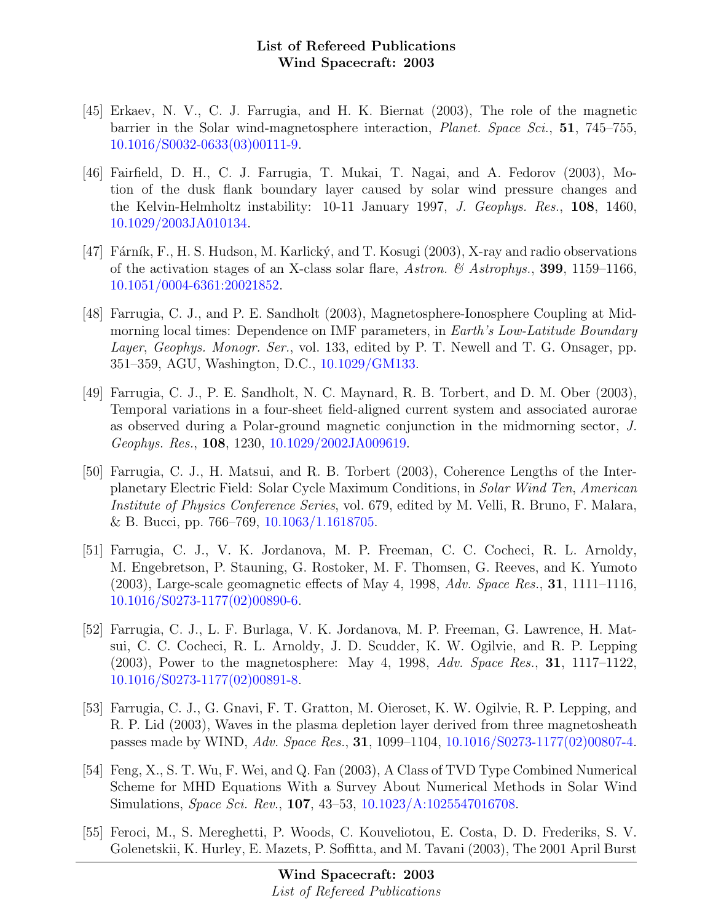[45] Erkaev, N. V., C. J. Farrugia, and H. K. Biernat (2003), The role of the magnetic barrier in the Solar wind-magnetosphere interaction, *Planet. Space Sci.*, **51**, 745–755, 10.1016/S0032-0633(03)00111-9.

[46] Fairfield, D. H., C. J. Farrugia, T. Mukai, T. Nagai, and A. Fedorov (2003), Motion of the dusk flank boundary layer caused by solar wind pressure changes and the Kelvin-Helmholtz instability: 10-11 January 1997, *J. Geophys. Res.*, **108**, 1460, 10.1029/2003JA010134.

[47] Fárník, F., H. S. Hudson, M. Karlický, and T. Kosugi (2003), X-ray and radio observations of the activation stages of an X-class solar flare, *Astron. & Astrophys.*, **399**, 1159–1166, 10.1051/0004-6361:20021852.

[48] Farrugia, C. J., and P. E. Sandholt (2003), Magnetosphere-Ionosphere Coupling at Midmorning local times: Dependence on IMF parameters, in *Earth's Low-Latitude Boundary Layer*, *Geophys. Monogr. Ser.*, vol. 133, edited by P. T. Newell and T. G. Onsager, pp. 351–359, AGU, Washington, D.C., 10.1029/GM133.

[49] Farrugia, C. J., P. E. Sandholt, N. C. Maynard, R. B. Torbert, and D. M. Ober (2003), Temporal variations in a four-sheet field-aligned current system and associated aurorae as observed during a Polar-ground magnetic conjunction in the midmorning sector, *J. Geophys. Res.*, **108**, 1230, 10.1029/2002JA009619.

[50] Farrugia, C. J., H. Matsui, and R. B. Torbert (2003), Coherence Lengths of the Interplanetary Electric Field: Solar Cycle Maximum Conditions, in *Solar Wind Ten*, *American Institute of Physics Conference Series*, vol. 679, edited by M. Velli, R. Bruno, F. Malara, & B. Bucci, pp. 766–769, 10.1063/1.1618705.

[51] Farrugia, C. J., V. K. Jordanova, M. P. Freeman, C. C. Cocheci, R. L. Arnoldy, M. Engebretson, P. Stauning, G. Rostoker, M. F. Thomsen, G. Reeves, and K. Yumoto (2003), Large-scale geomagnetic effects of May 4, 1998, *Adv. Space Res.*, **31**, 1111–1116, 10.1016/S0273-1177(02)00890-6.

[52] Farrugia, C. J., L. F. Burlaga, V. K. Jordanova, M. P. Freeman, G. Lawrence, H. Matsui, C. C. Cocheci, R. L. Arnoldy, J. D. Scudder, K. W. Ogilvie, and R. P. Lepping (2003), Power to the magnetosphere: May 4, 1998, *Adv. Space Res.*, **31**, 1117–1122, 10.1016/S0273-1177(02)00891-8.

[53] Farrugia, C. J., G. Gnavi, F. T. Gratton, M. Oieroset, K. W. Ogilvie, R. P. Lepping, and R. P. Lid (2003), Waves in the plasma depletion layer derived from three magnetosheath passes made by WIND, *Adv. Space Res.*, **31**, 1099–1104, 10.1016/S0273-1177(02)00807-4.

[54] Feng, X., S. T. Wu, F. Wei, and Q. Fan (2003), A Class of TVD Type Combined Numerical Scheme for MHD Equations With a Survey About Numerical Methods in Solar Wind Simulations, *Space Sci. Rev.*, **107**, 43–53, 10.1023/A:1025547016708.

[55] Feroci, M., S. Mereghetti, P. Woods, C. Kouveliotou, E. Costa, D. D. Frederiks, S. V. Golenetskii, K. Hurley, E. Mazets, P. Soffitta, and M. Tavani (2003), The 2001 April Burst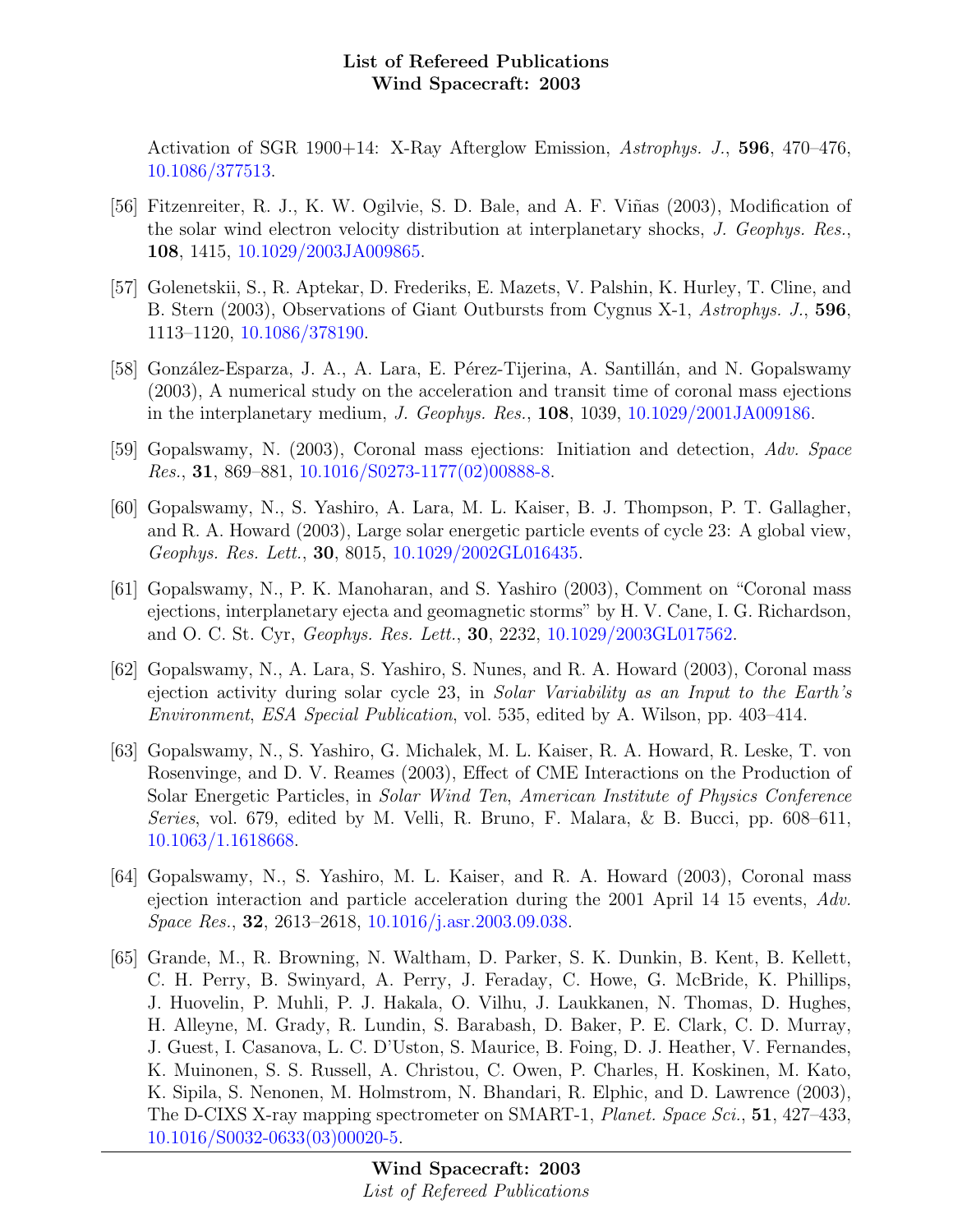Activation of SGR 1900+14: X-Ray Afterglow Emission, *Astrophys. J.*, **596**, 470–476, 10.1086/377513.

[56] Fitzenreiter, R. J., K. W. Ogilvie, S. D. Bale, and A. F. Viñas (2003), Modification of the solar wind electron velocity distribution at interplanetary shocks, *J. Geophys. Res.*, **108**, 1415, 10.1029/2003JA009865.

[57] Golenetskii, S., R. Aptekar, D. Frederiks, E. Mazets, V. Palshin, K. Hurley, T. Cline, and B. Stern (2003), Observations of Giant Outbursts from Cygnus X-1, *Astrophys. J.*, **596**, 1113–1120, 10.1086/378190.

[58] González-Esparza, J. A., A. Lara, E. Pérez-Tijerina, A. Santillán, and N. Gopalswamy (2003), A numerical study on the acceleration and transit time of coronal mass ejections in the interplanetary medium, *J. Geophys. Res.*, **108**, 1039, 10.1029/2001JA009186.

[59] Gopalswamy, N. (2003), Coronal mass ejections: Initiation and detection, *Adv. Space Res.*, **31**, 869–881, 10.1016/S0273-1177(02)00888-8.

[60] Gopalswamy, N., S. Yashiro, A. Lara, M. L. Kaiser, B. J. Thompson, P. T. Gallagher, and R. A. Howard (2003), Large solar energetic particle events of cycle 23: A global view, *Geophys. Res. Lett.*, **30**, 8015, 10.1029/2002GL016435.

[61] Gopalswamy, N., P. K. Manoharan, and S. Yashiro (2003), Comment on "Coronal mass ejections, interplanetary ejecta and geomagnetic storms" by H. V. Cane, I. G. Richardson, and O. C. St. Cyr, *Geophys. Res. Lett.*, **30**, 2232, 10.1029/2003GL017562.

[62] Gopalswamy, N., A. Lara, S. Yashiro, S. Nunes, and R. A. Howard (2003), Coronal mass ejection activity during solar cycle 23, in *Solar Variability as an Input to the Earth's Environment*, *ESA Special Publication*, vol. 535, edited by A. Wilson, pp. 403–414.

[63] Gopalswamy, N., S. Yashiro, G. Michalek, M. L. Kaiser, R. A. Howard, R. Leske, T. von Rosenvinge, and D. V. Reames (2003), Effect of CME Interactions on the Production of Solar Energetic Particles, in *Solar Wind Ten*, *American Institute of Physics Conference Series*, vol. 679, edited by M. Velli, R. Bruno, F. Malara, & B. Bucci, pp. 608–611, 10.1063/1.1618668.

[64] Gopalswamy, N., S. Yashiro, M. L. Kaiser, and R. A. Howard (2003), Coronal mass ejection interaction and particle acceleration during the 2001 April 14 15 events, *Adv. Space Res.*, **32**, 2613–2618, 10.1016/j.asr.2003.09.038.

[65] Grande, M., R. Browning, N. Waltham, D. Parker, S. K. Dunkin, B. Kent, B. Kellett, C. H. Perry, B. Swinyard, A. Perry, J. Feraday, C. Howe, G. McBride, K. Phillips, J. Huovelin, P. Muhli, P. J. Hakala, O. Vilhu, J. Laukkanen, N. Thomas, D. Hughes, H. Alleyne, M. Grady, R. Lundin, S. Barabash, D. Baker, P. E. Clark, C. D. Murray, J. Guest, I. Casanova, L. C. D'Uston, S. Maurice, B. Foing, D. J. Heather, V. Fernandes, K. Muinonen, S. S. Russell, A. Christou, C. Owen, P. Charles, H. Koskinen, M. Kato, K. Sipila, S. Nenonen, M. Holmstrom, N. Bhandari, R. Elphic, and D. Lawrence (2003), The D-CIXS X-ray mapping spectrometer on SMART-1, *Planet. Space Sci.*, **51**, 427–433, 10.1016/S0032-0633(03)00020-5.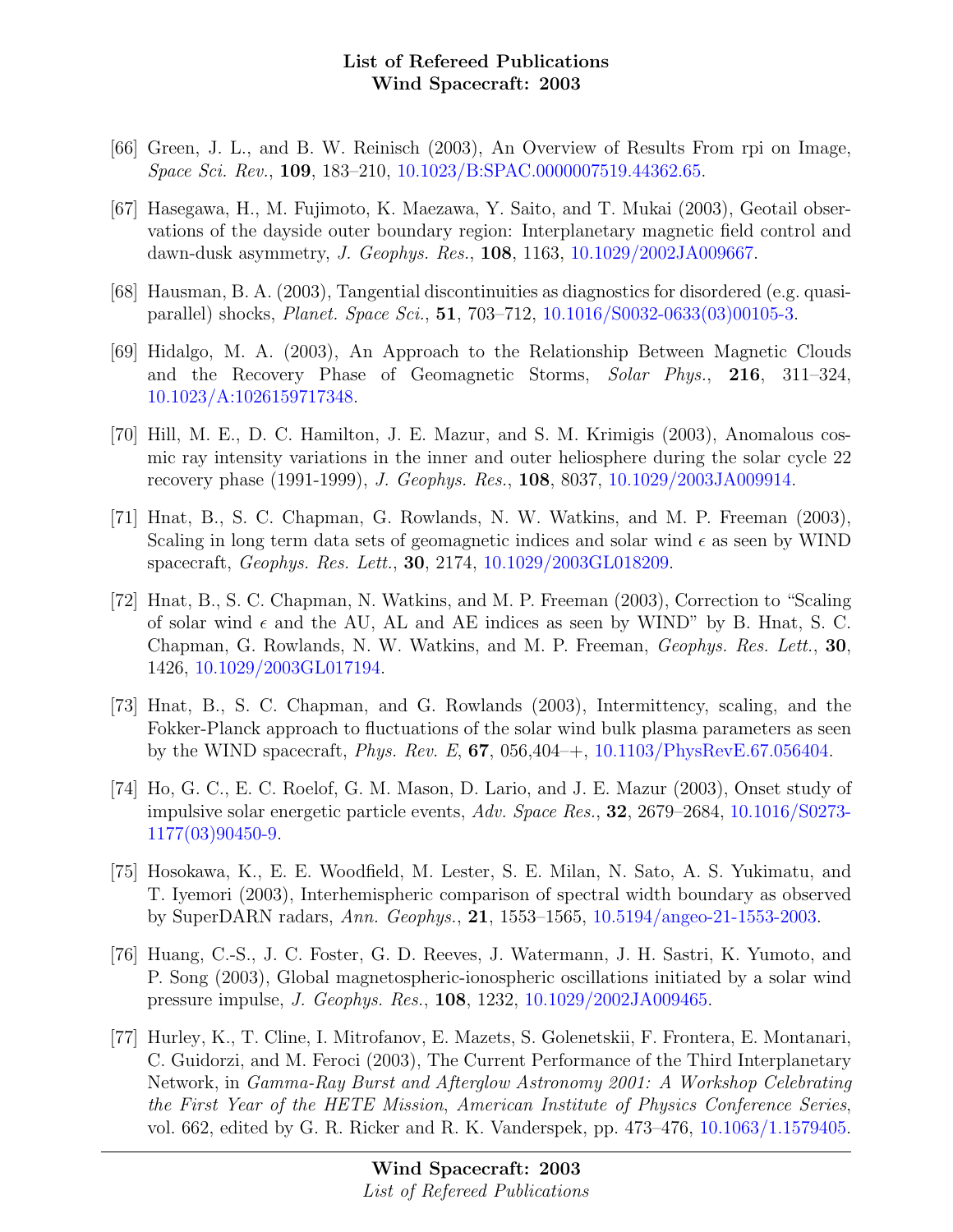[66] Green, J. L., and B. W. Reinisch (2003), An Overview of Results From rpi on Image, *Space Sci. Rev.*, **109**, 183–210, 10.1023/B:SPAC.0000007519.44362.65.

[67] Hasegawa, H., M. Fujimoto, K. Maezawa, Y. Saito, and T. Mukai (2003), Geotail observations of the dayside outer boundary region: Interplanetary magnetic field control and dawn-dusk asymmetry, *J. Geophys. Res.*, **108**, 1163, 10.1029/2002JA009667.

[68] Hausman, B. A. (2003), Tangential discontinuities as diagnostics for disordered (e.g. quasi-parallel) shocks, *Planet. Space Sci.*, **51**, 703–712, 10.1016/S0032-0633(03)00105-3.

[69] Hidalgo, M. A. (2003), An Approach to the Relationship Between Magnetic Clouds and the Recovery Phase of Geomagnetic Storms, *Solar Phys.*, **216**, 311–324, 10.1023/A:1026159717348.

[70] Hill, M. E., D. C. Hamilton, J. E. Mazur, and S. M. Krimigis (2003), Anomalous cosmic ray intensity variations in the inner and outer heliosphere during the solar cycle 22 recovery phase (1991-1999), *J. Geophys. Res.*, **108**, 8037, 10.1029/2003JA009914.

[71] Hnat, B., S. C. Chapman, G. Rowlands, N. W. Watkins, and M. P. Freeman (2003), Scaling in long term data sets of geomagnetic indices and solar wind $\epsilon$ as seen by WIND spacecraft, *Geophys. Res. Lett.*, **30**, 2174, 10.1029/2003GL018209.

[72] Hnat, B., S. C. Chapman, N. Watkins, and M. P. Freeman (2003), Correction to "Scaling of solar wind $\epsilon$ and the AU, AL and AE indices as seen by WIND" by B. Hnat, S. C. Chapman, G. Rowlands, N. W. Watkins, and M. P. Freeman, *Geophys. Res. Lett.*, **30**, 1426, 10.1029/2003GL017194.

[73] Hnat, B., S. C. Chapman, and G. Rowlands (2003), Intermittency, scaling, and the Fokker-Planck approach to fluctuations of the solar wind bulk plasma parameters as seen by the WIND spacecraft, *Phys. Rev. E*, **67**, 056,404–+, 10.1103/PhysRevE.67.056404.

[74] Ho, G. C., E. C. Roelof, G. M. Mason, D. Lario, and J. E. Mazur (2003), Onset study of impulsive solar energetic particle events, *Adv. Space Res.*, **32**, 2679–2684, 10.1016/S0273-1177(03)90450-9.

[75] Hosokawa, K., E. E. Woodfield, M. Lester, S. E. Milan, N. Sato, A. S. Yukimatu, and T. Iyemori (2003), Interhemispheric comparison of spectral width boundary as observed by SuperDARN radars, *Ann. Geophys.*, **21**, 1553–1565, 10.5194/angeo-21-1553-2003.

[76] Huang, C.-S., J. C. Foster, G. D. Reeves, J. Watermann, J. H. Sastri, K. Yumoto, and P. Song (2003), Global magnetospheric-ionospheric oscillations initiated by a solar wind pressure impulse, *J. Geophys. Res.*, **108**, 1232, 10.1029/2002JA009465.

[77] Hurley, K., T. Cline, I. Mitrofanov, E. Mazets, S. Golenetskii, F. Frontera, E. Montanari, C. Guidorzi, and M. Feroci (2003), The Current Performance of the Third Interplanetary Network, in *Gamma-Ray Burst and Afterglow Astronomy 2001: A Workshop Celebrating the First Year of the HETE Mission*, *American Institute of Physics Conference Series*, vol. 662, edited by G. R. Ricker and R. K. Vanderspek, pp. 473–476, 10.1063/1.1579405.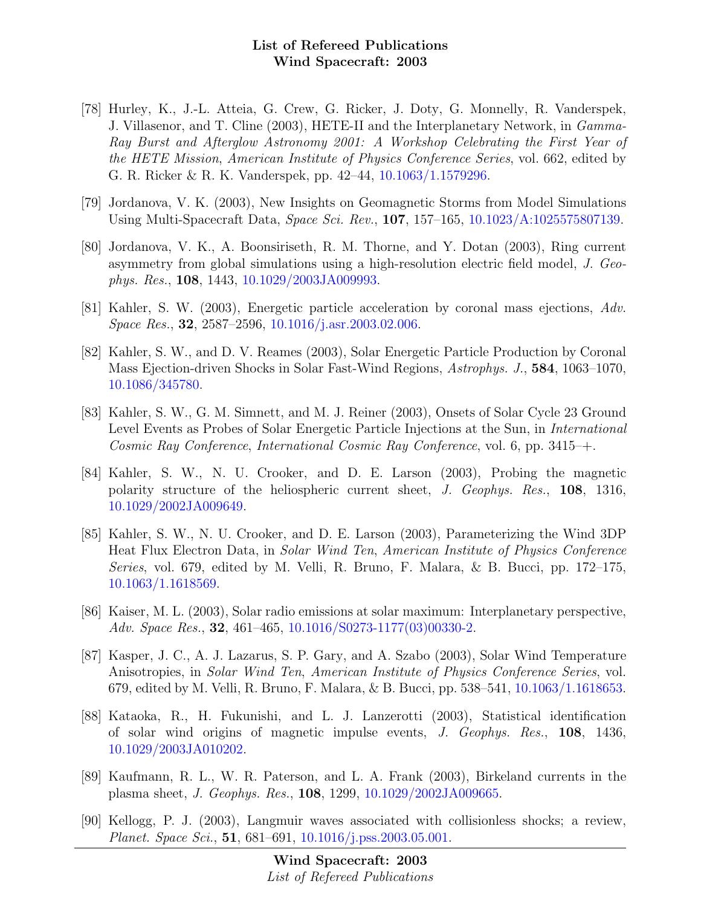[78] Hurley, K., J.-L. Atteia, G. Crew, G. Ricker, J. Doty, G. Monnelly, R. Vanderspek, J. Villasenor, and T. Cline (2003), HETE-II and the Interplanetary Network, in *Gamma-Ray Burst and Afterglow Astronomy 2001: A Workshop Celebrating the First Year of the HETE Mission*, *American Institute of Physics Conference Series*, vol. 662, edited by G. R. Ricker & R. K. Vanderspek, pp. 42–44, 10.1063/1.1579296.

[79] Jordanova, V. K. (2003), New Insights on Geomagnetic Storms from Model Simulations Using Multi-Spacecraft Data, *Space Sci. Rev.*, **107**, 157–165, 10.1023/A:1025575807139.

[80] Jordanova, V. K., A. Boonsiriseth, R. M. Thorne, and Y. Dotan (2003), Ring current asymmetry from global simulations using a high-resolution electric field model, *J. Geophys. Res.*, **108**, 1443, 10.1029/2003JA009993.

[81] Kahler, S. W. (2003), Energetic particle acceleration by coronal mass ejections, *Adv. Space Res.*, **32**, 2587–2596, 10.1016/j.asr.2003.02.006.

[82] Kahler, S. W., and D. V. Reames (2003), Solar Energetic Particle Production by Coronal Mass Ejection-driven Shocks in Solar Fast-Wind Regions, *Astrophys. J.*, **584**, 1063–1070, 10.1086/345780.

[83] Kahler, S. W., G. M. Simnett, and M. J. Reiner (2003), Onsets of Solar Cycle 23 Ground Level Events as Probes of Solar Energetic Particle Injections at the Sun, in *International Cosmic Ray Conference*, *International Cosmic Ray Conference*, vol. 6, pp. 3415–+.

[84] Kahler, S. W., N. U. Crooker, and D. E. Larson (2003), Probing the magnetic polarity structure of the heliospheric current sheet, *J. Geophys. Res.*, **108**, 1316, 10.1029/2002JA009649.

[85] Kahler, S. W., N. U. Crooker, and D. E. Larson (2003), Parameterizing the Wind 3DP Heat Flux Electron Data, in *Solar Wind Ten*, *American Institute of Physics Conference Series*, vol. 679, edited by M. Velli, R. Bruno, F. Malara, & B. Bucci, pp. 172–175, 10.1063/1.1618569.

[86] Kaiser, M. L. (2003), Solar radio emissions at solar maximum: Interplanetary perspective, *Adv. Space Res.*, **32**, 461–465, 10.1016/S0273-1177(03)00330-2.

[87] Kasper, J. C., A. J. Lazarus, S. P. Gary, and A. Szabo (2003), Solar Wind Temperature Anisotropies, in *Solar Wind Ten*, *American Institute of Physics Conference Series*, vol. 679, edited by M. Velli, R. Bruno, F. Malara, & B. Bucci, pp. 538–541, 10.1063/1.1618653.

[88] Kataoka, R., H. Fukunishi, and L. J. Lanzerotti (2003), Statistical identification of solar wind origins of magnetic impulse events, *J. Geophys. Res.*, **108**, 1436, 10.1029/2003JA010202.

[89] Kaufmann, R. L., W. R. Paterson, and L. A. Frank (2003), Birkeland currents in the plasma sheet, *J. Geophys. Res.*, **108**, 1299, 10.1029/2002JA009665.

[90] Kellogg, P. J. (2003), Langmuir waves associated with collisionless shocks; a review, *Planet. Space Sci.*, **51**, 681–691, 10.1016/j.pss.2003.05.001.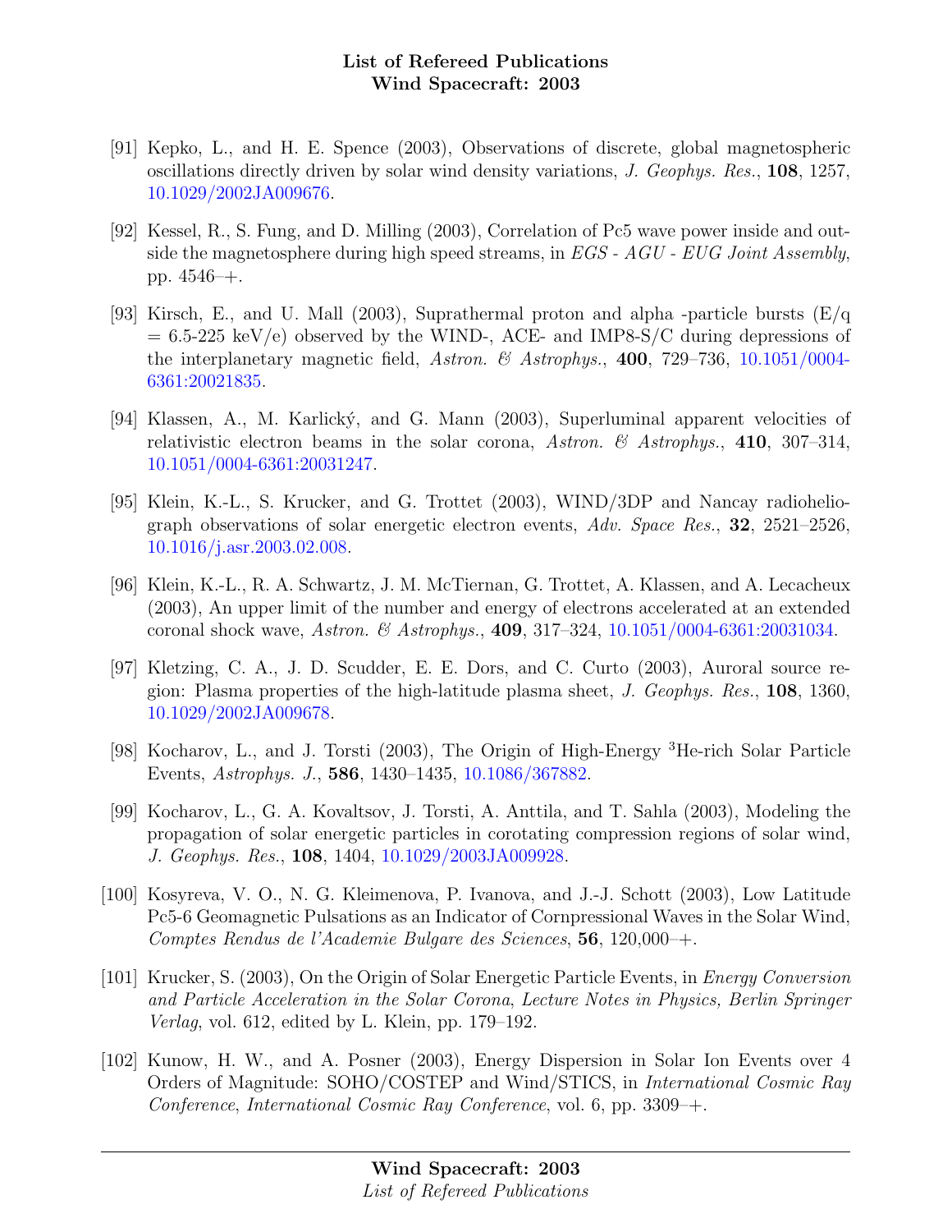[91] Kepko, L., and H. E. Spence (2003), Observations of discrete, global magnetospheric oscillations directly driven by solar wind density variations, *J. Geophys. Res.*, **108**, 1257, 10.1029/2002JA009676.

[92] Kessel, R., S. Fung, and D. Milling (2003), Correlation of Pc5 wave power inside and outside the magnetosphere during high speed streams, in *EGS - AGU - EUG Joint Assembly*, pp. 4546–+.

[93] Kirsch, E., and U. Mall (2003), Suprathermal proton and alpha -particle bursts (E/q = 6.5-225 keV/e) observed by the WIND-, ACE- and IMP8-S/C during depressions of the interplanetary magnetic field, *Astron. & Astrophys.*, **400**, 729–736, 10.1051/0004-6361:20021835.

[94] Klassen, A., M. Karlický, and G. Mann (2003), Superluminal apparent velocities of relativistic electron beams in the solar corona, *Astron. & Astrophys.*, **410**, 307–314, 10.1051/0004-6361:20031247.

[95] Klein, K.-L., S. Krucker, and G. Trottet (2003), WIND/3DP and Nancay radioheliograph observations of solar energetic electron events, *Adv. Space Res.*, **32**, 2521–2526, 10.1016/j.asr.2003.02.008.

[96] Klein, K.-L., R. A. Schwartz, J. M. McTiernan, G. Trottet, A. Klassen, and A. Lecacheux (2003), An upper limit of the number and energy of electrons accelerated at an extended coronal shock wave, *Astron. & Astrophys.*, **409**, 317–324, 10.1051/0004-6361:20031034.

[97] Kletzing, C. A., J. D. Scudder, E. E. Dors, and C. Curto (2003), Auroral source region: Plasma properties of the high-latitude plasma sheet, *J. Geophys. Res.*, **108**, 1360, 10.1029/2002JA009678.

[98] Kocharov, L., and J. Torsti (2003), The Origin of High-Energy $^3$He-rich Solar Particle Events, *Astrophys. J.*, **586**, 1430–1435, 10.1086/367882.

[99] Kocharov, L., G. A. Kovaltsov, J. Torsti, A. Anttila, and T. Sahla (2003), Modeling the propagation of solar energetic particles in corotating compression regions of solar wind, *J. Geophys. Res.*, **108**, 1404, 10.1029/2003JA009928.

[100] Kosyreva, V. O., N. G. Kleimenova, P. Ivanova, and J.-J. Schott (2003), Low Latitude Pc5-6 Geomagnetic Pulsations as an Indicator of Cornpressional Waves in the Solar Wind, *Comptes Rendus de l'Academie Bulgare des Sciences*, **56**, 120,000–+.

[101] Krucker, S. (2003), On the Origin of Solar Energetic Particle Events, in *Energy Conversion and Particle Acceleration in the Solar Corona, Lecture Notes in Physics, Berlin Springer Verlag*, vol. 612, edited by L. Klein, pp. 179–192.

[102] Kunow, H. W., and A. Posner (2003), Energy Dispersion in Solar Ion Events over 4 Orders of Magnitude: SOHO/COSTEP and Wind/STICS, in *International Cosmic Ray Conference*, *International Cosmic Ray Conference*, vol. 6, pp. 3309–+.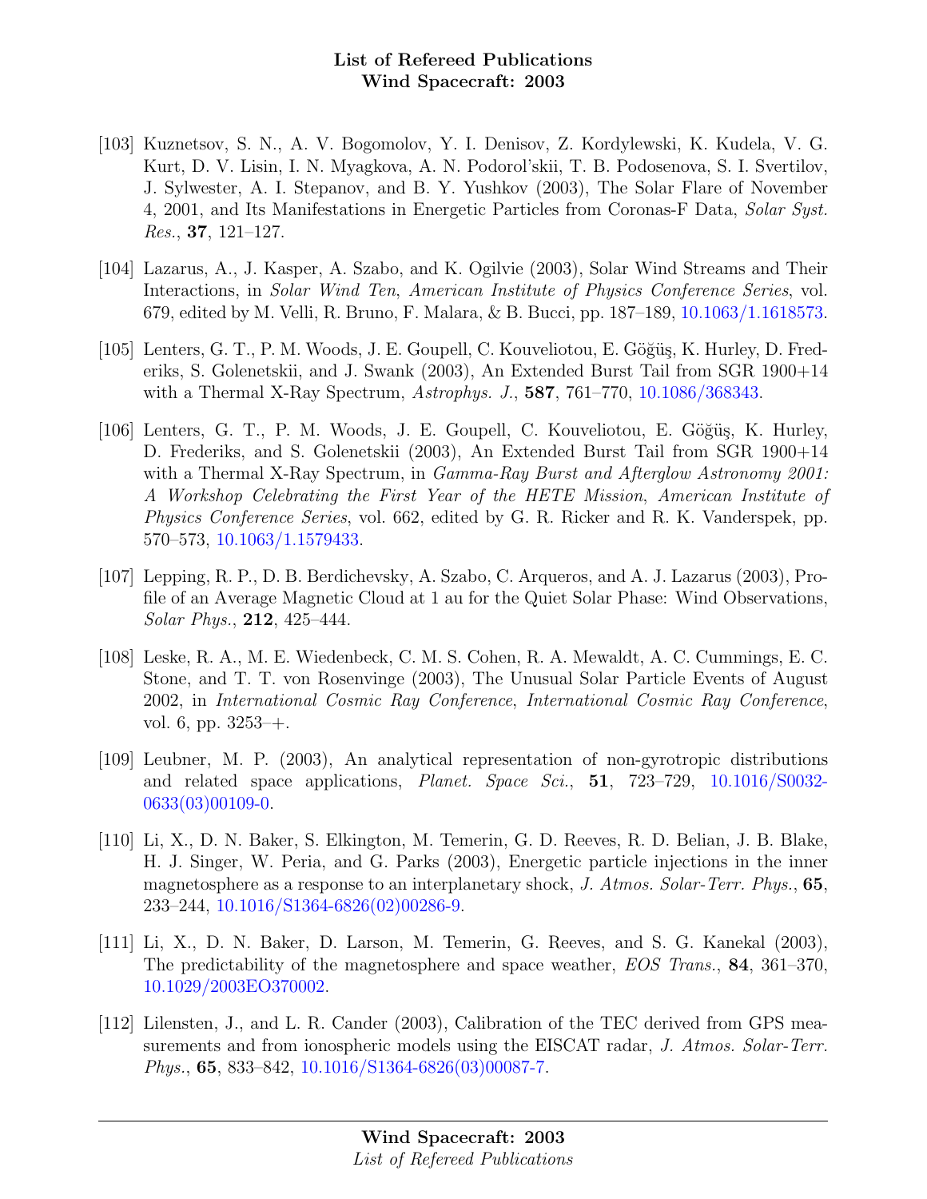[103] Kuznetsov, S. N., A. V. Bogomolov, Y. I. Denisov, Z. Kordylewski, K. Kudela, V. G. Kurt, D. V. Lisin, I. N. Myagkova, A. N. Podorol'skii, T. B. Podosenova, S. I. Svertilov, J. Sylwester, A. I. Stepanov, and B. Y. Yushkov (2003), The Solar Flare of November 4, 2001, and Its Manifestations in Energetic Particles from Coronas-F Data, *Solar Syst. Res.*, **37**, 121–127.

[104] Lazarus, A., J. Kasper, A. Szabo, and K. Ogilvie (2003), Solar Wind Streams and Their Interactions, in *Solar Wind Ten*, *American Institute of Physics Conference Series*, vol. 679, edited by M. Velli, R. Bruno, F. Malara, & B. Bucci, pp. 187–189, 10.1063/1.1618573.

[105] Lenters, G. T., P. M. Woods, J. E. Goupell, C. Kouveliotou, E. Göğüş, K. Hurley, D. Frederiks, S. Golenetskii, and J. Swank (2003), An Extended Burst Tail from SGR 1900+14 with a Thermal X-Ray Spectrum, *Astrophys. J.*, **587**, 761–770, 10.1086/368343.

[106] Lenters, G. T., P. M. Woods, J. E. Goupell, C. Kouveliotou, E. Göğüş, K. Hurley, D. Frederiks, and S. Golenetskii (2003), An Extended Burst Tail from SGR 1900+14 with a Thermal X-Ray Spectrum, in *Gamma-Ray Burst and Afterglow Astronomy 2001: A Workshop Celebrating the First Year of the HETE Mission*, *American Institute of Physics Conference Series*, vol. 662, edited by G. R. Ricker and R. K. Vanderspek, pp. 570–573, 10.1063/1.1579433.

[107] Lepping, R. P., D. B. Berdichevsky, A. Szabo, C. Arqueros, and A. J. Lazarus (2003), Profile of an Average Magnetic Cloud at 1 au for the Quiet Solar Phase: Wind Observations, *Solar Phys.*, **212**, 425–444.

[108] Leske, R. A., M. E. Wiedenbeck, C. M. S. Cohen, R. A. Mewaldt, A. C. Cummings, E. C. Stone, and T. T. von Rosenvinge (2003), The Unusual Solar Particle Events of August 2002, in *International Cosmic Ray Conference*, *International Cosmic Ray Conference*, vol. 6, pp. 3253–+.

[109] Leubner, M. P. (2003), An analytical representation of non-gyrotropic distributions and related space applications, *Planet. Space Sci.*, **51**, 723–729, 10.1016/S0032-0633(03)00109-0.

[110] Li, X., D. N. Baker, S. Elkington, M. Temerin, G. D. Reeves, R. D. Belian, J. B. Blake, H. J. Singer, W. Peria, and G. Parks (2003), Energetic particle injections in the inner magnetosphere as a response to an interplanetary shock, *J. Atmos. Solar-Terr. Phys.*, **65**, 233–244, 10.1016/S1364-6826(02)00286-9.

[111] Li, X., D. N. Baker, D. Larson, M. Temerin, G. Reeves, and S. G. Kanekal (2003), The predictability of the magnetosphere and space weather, *EOS Trans.*, **84**, 361–370, 10.1029/2003EO370002.

[112] Lilensten, J., and L. R. Cander (2003), Calibration of the TEC derived from GPS measurements and from ionospheric models using the EISCAT radar, *J. Atmos. Solar-Terr. Phys.*, **65**, 833–842, 10.1016/S1364-6826(03)00087-7.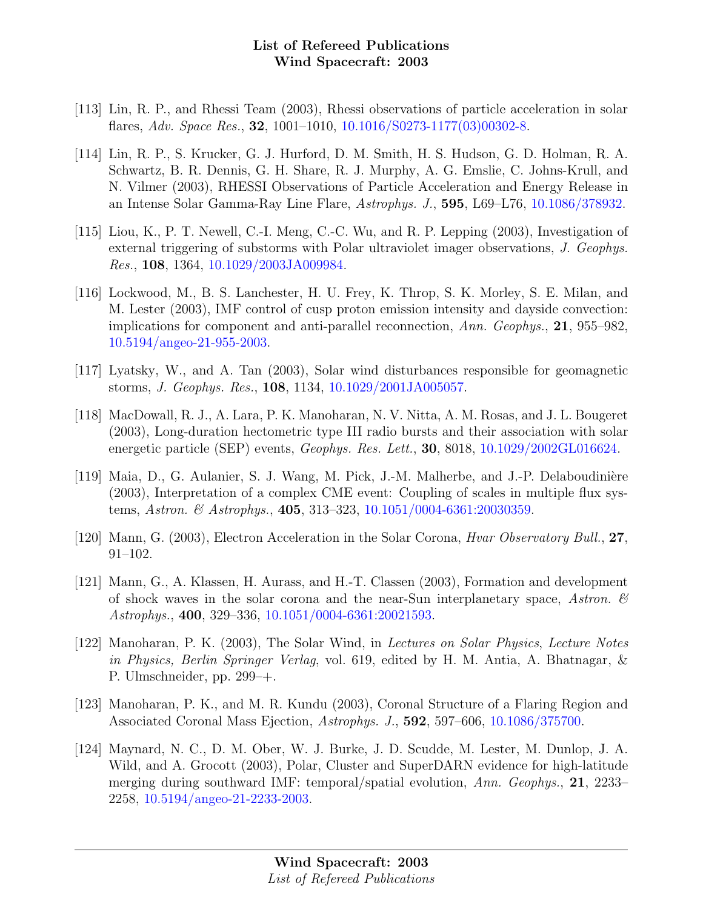[113] Lin, R. P., and Rhessi Team (2003), Rhessi observations of particle acceleration in solar flares, *Adv. Space Res.*, **32**, 1001–1010, 10.1016/S0273-1177(03)00302-8.

[114] Lin, R. P., S. Krucker, G. J. Hurford, D. M. Smith, H. S. Hudson, G. D. Holman, R. A. Schwartz, B. R. Dennis, G. H. Share, R. J. Murphy, A. G. Emslie, C. Johns-Krull, and N. Vilmer (2003), RHESSI Observations of Particle Acceleration and Energy Release in an Intense Solar Gamma-Ray Line Flare, *Astrophys. J.*, **595**, L69–L76, 10.1086/378932.

[115] Liou, K., P. T. Newell, C.-I. Meng, C.-C. Wu, and R. P. Lepping (2003), Investigation of external triggering of substorms with Polar ultraviolet imager observations, *J. Geophys. Res.*, **108**, 1364, 10.1029/2003JA009984.

[116] Lockwood, M., B. S. Lanchester, H. U. Frey, K. Throp, S. K. Morley, S. E. Milan, and M. Lester (2003), IMF control of cusp proton emission intensity and dayside convection: implications for component and anti-parallel reconnection, *Ann. Geophys.*, **21**, 955–982, 10.5194/angeo-21-955-2003.

[117] Lyatsky, W., and A. Tan (2003), Solar wind disturbances responsible for geomagnetic storms, *J. Geophys. Res.*, **108**, 1134, 10.1029/2001JA005057.

[118] MacDowall, R. J., A. Lara, P. K. Manoharan, N. V. Nitta, A. M. Rosas, and J. L. Bougeret (2003), Long-duration hectometric type III radio bursts and their association with solar energetic particle (SEP) events, *Geophys. Res. Lett.*, **30**, 8018, 10.1029/2002GL016624.

[119] Maia, D., G. Aulanier, S. J. Wang, M. Pick, J.-M. Malherbe, and J.-P. Delaboudinière (2003), Interpretation of a complex CME event: Coupling of scales in multiple flux systems, *Astron. & Astrophys.*, **405**, 313–323, 10.1051/0004-6361:20030359.

[120] Mann, G. (2003), Electron Acceleration in the Solar Corona, *Hvar Observatory Bull.*, **27**, 91–102.

[121] Mann, G., A. Klassen, H. Aurass, and H.-T. Classen (2003), Formation and development of shock waves in the solar corona and the near-Sun interplanetary space, *Astron. & Astrophys.*, **400**, 329–336, 10.1051/0004-6361:20021593.

[122] Manoharan, P. K. (2003), The Solar Wind, in *Lectures on Solar Physics*, *Lecture Notes in Physics, Berlin Springer Verlag*, vol. 619, edited by H. M. Antia, A. Bhatnagar, & P. Ulmschneider, pp. 299–+.

[123] Manoharan, P. K., and M. R. Kundu (2003), Coronal Structure of a Flaring Region and Associated Coronal Mass Ejection, *Astrophys. J.*, **592**, 597–606, 10.1086/375700.

[124] Maynard, N. C., D. M. Ober, W. J. Burke, J. D. Scudde, M. Lester, M. Dunlop, J. A. Wild, and A. Grocott (2003), Polar, Cluster and SuperDARN evidence for high-latitude merging during southward IMF: temporal/spatial evolution, *Ann. Geophys.*, **21**, 2233–2258, 10.5194/angeo-21-2233-2003.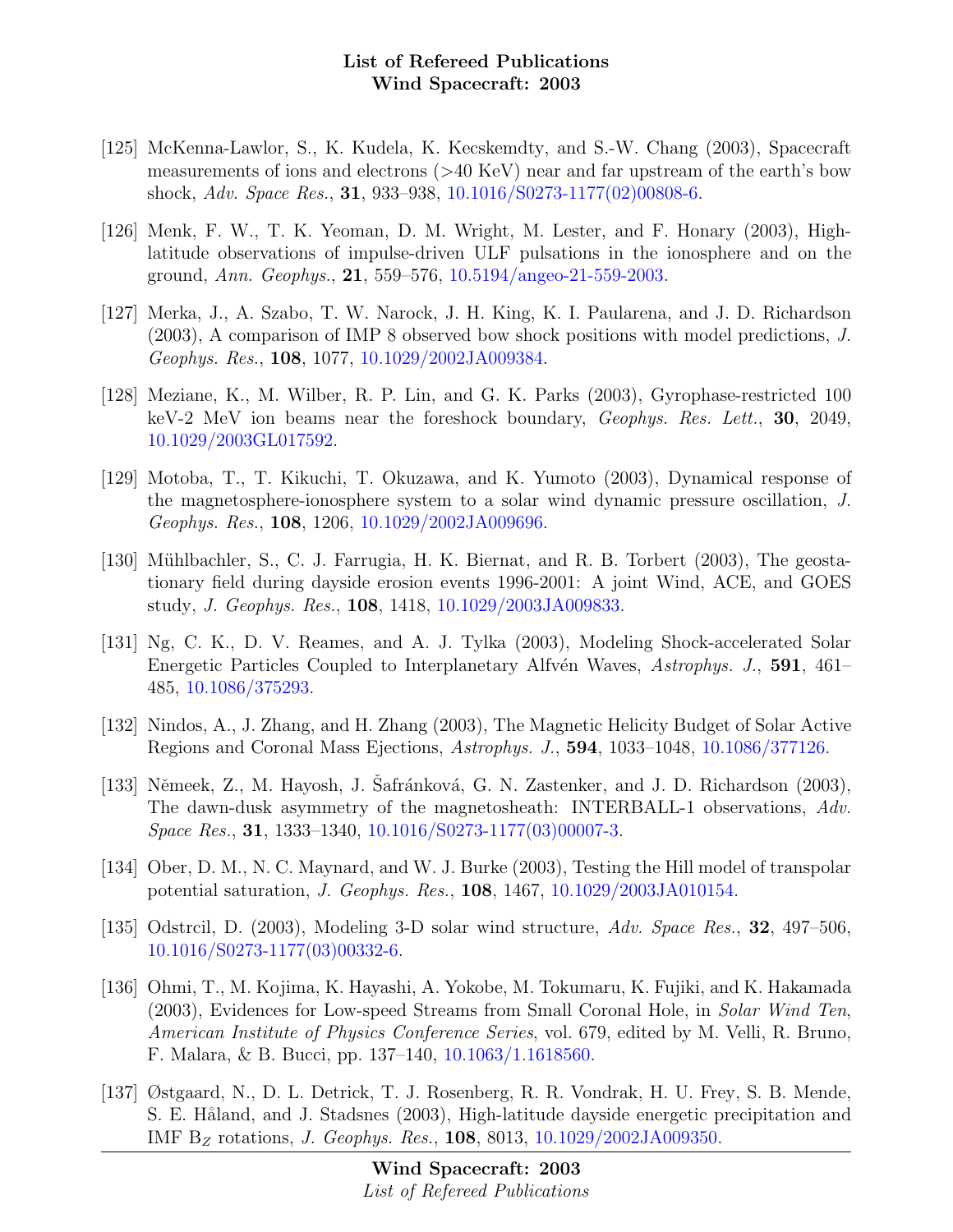[125] McKenna-Lawlor, S., K. Kudela, K. Kecskemdty, and S.-W. Chang (2003), Spacecraft measurements of ions and electrons (>40 KeV) near and far upstream of the earth's bow shock, *Adv. Space Res.*, **31**, 933–938, 10.1016/S0273-1177(02)00808-6.

[126] Menk, F. W., T. K. Yeoman, D. M. Wright, M. Lester, and F. Honary (2003), High-latitude observations of impulse-driven ULF pulsations in the ionosphere and on the ground, *Ann. Geophys.*, **21**, 559–576, 10.5194/angeo-21-559-2003.

[127] Merka, J., A. Szabo, T. W. Narock, J. H. King, K. I. Paularena, and J. D. Richardson (2003), A comparison of IMP 8 observed bow shock positions with model predictions, *J. Geophys. Res.*, **108**, 1077, 10.1029/2002JA009384.

[128] Meziane, K., M. Wilber, R. P. Lin, and G. K. Parks (2003), Gyrophase-restricted 100 keV-2 MeV ion beams near the foreshock boundary, *Geophys. Res. Lett.*, **30**, 2049, 10.1029/2003GL017592.

[129] Motoba, T., T. Kikuchi, T. Okuzawa, and K. Yumoto (2003), Dynamical response of the magnetosphere-ionosphere system to a solar wind dynamic pressure oscillation, *J. Geophys. Res.*, **108**, 1206, 10.1029/2002JA009696.

[130] Mühlbachler, S., C. J. Farrugia, H. K. Biernat, and R. B. Torbert (2003), The geostationary field during dayside erosion events 1996-2001: A joint Wind, ACE, and GOES study, *J. Geophys. Res.*, **108**, 1418, 10.1029/2003JA009833.

[131] Ng, C. K., D. V. Reames, and A. J. Tylka (2003), Modeling Shock-accelerated Solar Energetic Particles Coupled to Interplanetary Alfvén Waves, *Astrophys. J.*, **591**, 461–485, 10.1086/375293.

[132] Nindos, A., J. Zhang, and H. Zhang (2003), The Magnetic Helicity Budget of Solar Active Regions and Coronal Mass Ejections, *Astrophys. J.*, **594**, 1033–1048, 10.1086/377126.

[133] Němeek, Z., M. Hayosh, J. Šafránková, G. N. Zastenker, and J. D. Richardson (2003), The dawn-dusk asymmetry of the magnetosheath: INTERBALL-1 observations, *Adv. Space Res.*, **31**, 1333–1340, 10.1016/S0273-1177(03)00007-3.

[134] Ober, D. M., N. C. Maynard, and W. J. Burke (2003), Testing the Hill model of transpolar potential saturation, *J. Geophys. Res.*, **108**, 1467, 10.1029/2003JA010154.

[135] Odstrcil, D. (2003), Modeling 3-D solar wind structure, *Adv. Space Res.*, **32**, 497–506, 10.1016/S0273-1177(03)00332-6.

[136] Ohmi, T., M. Kojima, K. Hayashi, A. Yokobe, M. Tokumaru, K. Fujiki, and K. Hakamada (2003), Evidences for Low-speed Streams from Small Coronal Hole, in *Solar Wind Ten, American Institute of Physics Conference Series*, vol. 679, edited by M. Velli, R. Bruno, F. Malara, & B. Bucci, pp. 137–140, 10.1063/1.1618560.

[137] Østgaard, N., D. L. Detrick, T. J. Rosenberg, R. R. Vondrak, H. U. Frey, S. B. Mende, S. E. Håland, and J. Stadsnes (2003), High-latitude dayside energetic precipitation and IMF $B_Z$ rotations, *J. Geophys. Res.*, **108**, 8013, 10.1029/2002JA009350.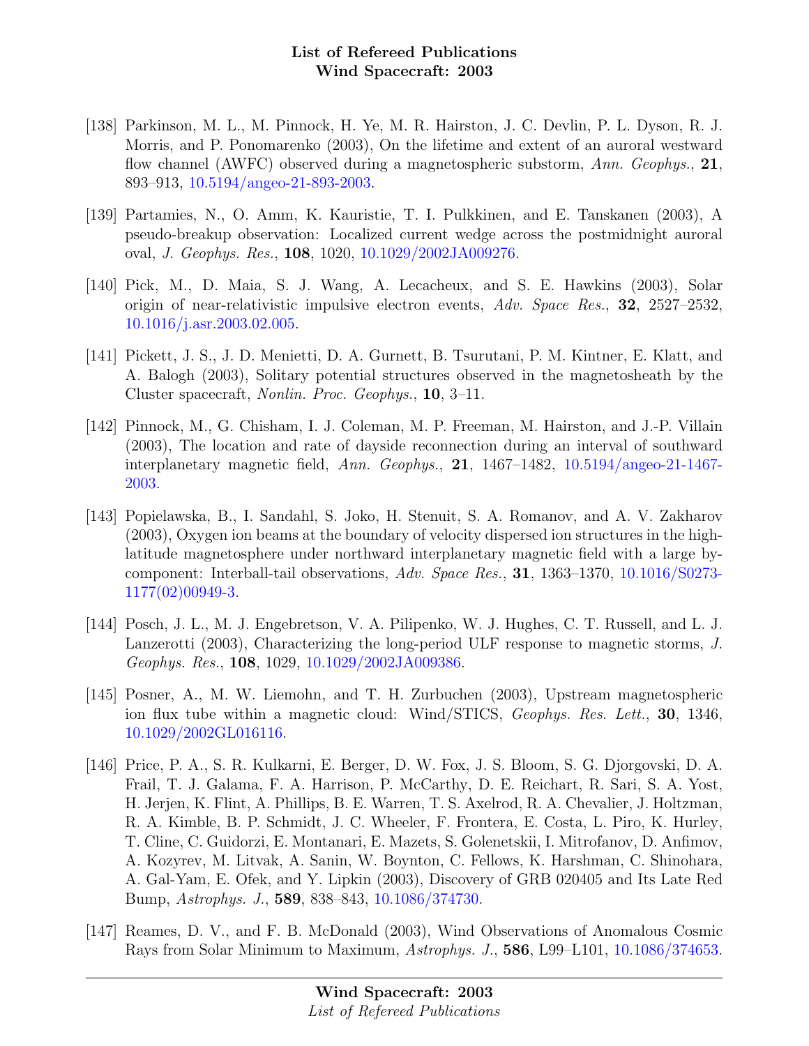[138] Parkinson, M. L., M. Pinnock, H. Ye, M. R. Hairston, J. C. Devlin, P. L. Dyson, R. J. Morris, and P. Ponomarenko (2003), On the lifetime and extent of an auroral westward flow channel (AWFC) observed during a magnetospheric substorm, *Ann. Geophys.*, **21**, 893–913, 10.5194/angeo-21-893-2003.

[139] Partamies, N., O. Amm, K. Kauristie, T. I. Pulkkinen, and E. Tanskanen (2003), A pseudo-breakup observation: Localized current wedge across the postmidnight auroral oval, *J. Geophys. Res.*, **108**, 1020, 10.1029/2002JA009276.

[140] Pick, M., D. Maia, S. J. Wang, A. Lecacheux, and S. E. Hawkins (2003), Solar origin of near-relativistic impulsive electron events, *Adv. Space Res.*, **32**, 2527–2532, 10.1016/j.asr.2003.02.005.

[141] Pickett, J. S., J. D. Menietti, D. A. Gurnett, B. Tsurutani, P. M. Kintner, E. Klatt, and A. Balogh (2003), Solitary potential structures observed in the magnetosheath by the Cluster spacecraft, *Nonlin. Proc. Geophys.*, **10**, 3–11.

[142] Pinnock, M., G. Chisham, I. J. Coleman, M. P. Freeman, M. Hairston, and J.-P. Villain (2003), The location and rate of dayside reconnection during an interval of southward interplanetary magnetic field, *Ann. Geophys.*, **21**, 1467–1482, 10.5194/angeo-21-1467-2003.

[143] Popielawska, B., I. Sandahl, S. Joko, H. Stenuit, S. A. Romanov, and A. V. Zakharov (2003), Oxygen ion beams at the boundary of velocity dispersed ion structures in the high-latitude magnetosphere under northward interplanetary magnetic field with a large by-component: Interball-tail observations, *Adv. Space Res.*, **31**, 1363–1370, 10.1016/S0273-1177(02)00949-3.

[144] Posch, J. L., M. J. Engebretson, V. A. Pilipenko, W. J. Hughes, C. T. Russell, and L. J. Lanzerotti (2003), Characterizing the long-period ULF response to magnetic storms, *J. Geophys. Res.*, **108**, 1029, 10.1029/2002JA009386.

[145] Posner, A., M. W. Liemohn, and T. H. Zurbuchen (2003), Upstream magnetospheric ion flux tube within a magnetic cloud: Wind/STICS, *Geophys. Res. Lett.*, **30**, 1346, 10.1029/2002GL016116.

[146] Price, P. A., S. R. Kulkarni, E. Berger, D. W. Fox, J. S. Bloom, S. G. Djorgovski, D. A. Frail, T. J. Galama, F. A. Harrison, P. McCarthy, D. E. Reichart, R. Sari, S. A. Yost, H. Jerjen, K. Flint, A. Phillips, B. E. Warren, T. S. Axelrod, R. A. Chevalier, J. Holtzman, R. A. Kimble, B. P. Schmidt, J. C. Wheeler, F. Frontera, E. Costa, L. Piro, K. Hurley, T. Cline, C. Guidorzi, E. Montanari, E. Mazets, S. Golenetskii, I. Mitrofanov, D. Anfimov, A. Kozyrev, M. Litvak, A. Sanin, W. Boynton, C. Fellows, K. Harshman, C. Shinohara, A. Gal-Yam, E. Ofek, and Y. Lipkin (2003), Discovery of GRB 020405 and Its Late Red Bump, *Astrophys. J.*, **589**, 838–843, 10.1086/374730.

[147] Reames, D. V., and F. B. McDonald (2003), Wind Observations of Anomalous Cosmic Rays from Solar Minimum to Maximum, *Astrophys. J.*, **586**, L99–L101, 10.1086/374653.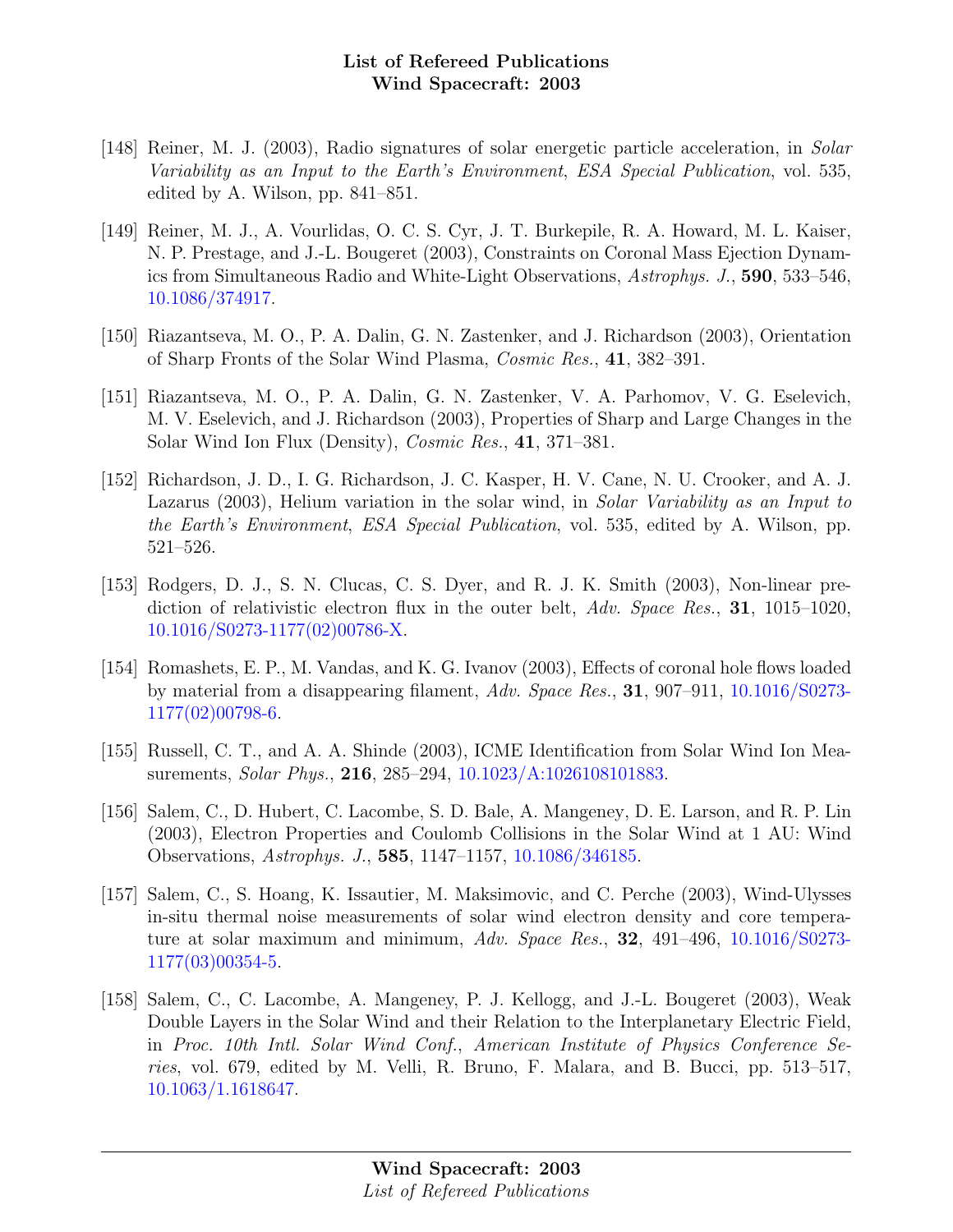[148] Reiner, M. J. (2003), Radio signatures of solar energetic particle acceleration, in *Solar Variability as an Input to the Earth's Environment*, *ESA Special Publication*, vol. 535, edited by A. Wilson, pp. 841–851.

[149] Reiner, M. J., A. Vourlidas, O. C. S. Cyr, J. T. Burkepile, R. A. Howard, M. L. Kaiser, N. P. Prestage, and J.-L. Bougeret (2003), Constraints on Coronal Mass Ejection Dynamics from Simultaneous Radio and White-Light Observations, *Astrophys. J.*, **590**, 533–546, 10.1086/374917.

[150] Riazantseva, M. O., P. A. Dalin, G. N. Zastenker, and J. Richardson (2003), Orientation of Sharp Fronts of the Solar Wind Plasma, *Cosmic Res.*, **41**, 382–391.

[151] Riazantseva, M. O., P. A. Dalin, G. N. Zastenker, V. A. Parhomov, V. G. Eselevich, M. V. Eselevich, and J. Richardson (2003), Properties of Sharp and Large Changes in the Solar Wind Ion Flux (Density), *Cosmic Res.*, **41**, 371–381.

[152] Richardson, J. D., I. G. Richardson, J. C. Kasper, H. V. Cane, N. U. Crooker, and A. J. Lazarus (2003), Helium variation in the solar wind, in *Solar Variability as an Input to the Earth's Environment*, *ESA Special Publication*, vol. 535, edited by A. Wilson, pp. 521–526.

[153] Rodgers, D. J., S. N. Clucas, C. S. Dyer, and R. J. K. Smith (2003), Non-linear prediction of relativistic electron flux in the outer belt, *Adv. Space Res.*, **31**, 1015–1020, 10.1016/S0273-1177(02)00786-X.

[154] Romashets, E. P., M. Vandas, and K. G. Ivanov (2003), Effects of coronal hole flows loaded by material from a disappearing filament, *Adv. Space Res.*, **31**, 907–911, 10.1016/S0273-1177(02)00798-6.

[155] Russell, C. T., and A. A. Shinde (2003), ICME Identification from Solar Wind Ion Measurements, *Solar Phys.*, **216**, 285–294, 10.1023/A:1026108101883.

[156] Salem, C., D. Hubert, C. Lacombe, S. D. Bale, A. Mangeney, D. E. Larson, and R. P. Lin (2003), Electron Properties and Coulomb Collisions in the Solar Wind at 1 AU: Wind Observations, *Astrophys. J.*, **585**, 1147–1157, 10.1086/346185.

[157] Salem, C., S. Hoang, K. Issautier, M. Maksimovic, and C. Perche (2003), Wind-Ulysses in-situ thermal noise measurements of solar wind electron density and core temperature at solar maximum and minimum, *Adv. Space Res.*, **32**, 491–496, 10.1016/S0273-1177(03)00354-5.

[158] Salem, C., C. Lacombe, A. Mangeney, P. J. Kellogg, and J.-L. Bougeret (2003), Weak Double Layers in the Solar Wind and their Relation to the Interplanetary Electric Field, in *Proc. 10th Intl. Solar Wind Conf.*, *American Institute of Physics Conference Series*, vol. 679, edited by M. Velli, R. Bruno, F. Malara, and B. Bucci, pp. 513–517, 10.1063/1.1618647.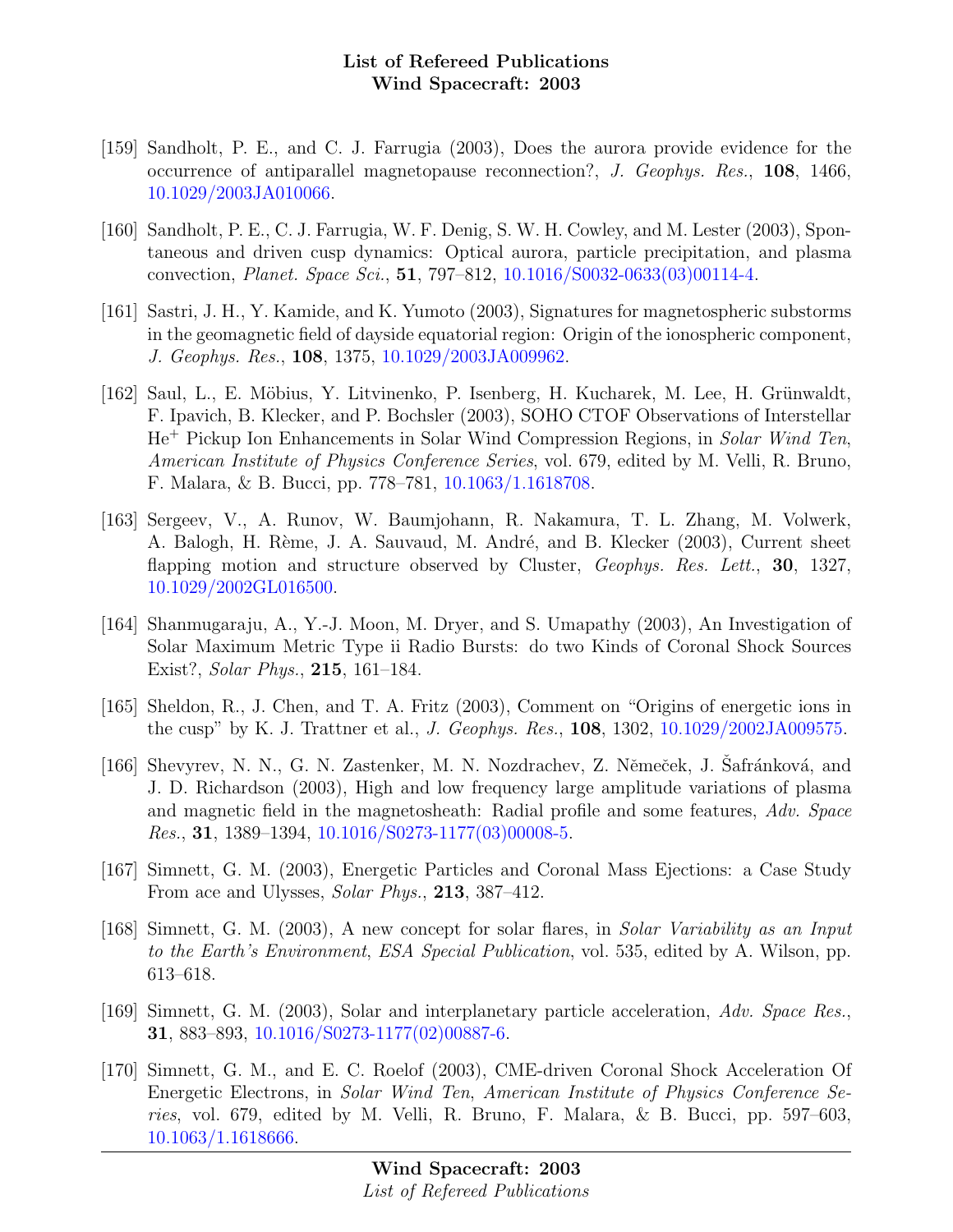[159] Sandholt, P. E., and C. J. Farrugia (2003), Does the aurora provide evidence for the occurrence of antiparallel magnetopause reconnection?, *J. Geophys. Res.*, **108**, 1466, 10.1029/2003JA010066.

[160] Sandholt, P. E., C. J. Farrugia, W. F. Denig, S. W. H. Cowley, and M. Lester (2003), Spontaneous and driven cusp dynamics: Optical aurora, particle precipitation, and plasma convection, *Planet. Space Sci.*, **51**, 797–812, 10.1016/S0032-0633(03)00114-4.

[161] Sastri, J. H., Y. Kamide, and K. Yumoto (2003), Signatures for magnetospheric substorms in the geomagnetic field of dayside equatorial region: Origin of the ionospheric component, *J. Geophys. Res.*, **108**, 1375, 10.1029/2003JA009962.

[162] Saul, L., E. Möbius, Y. Litvinenko, P. Isenberg, H. Kucharek, M. Lee, H. Grünwaldt, F. Ipavich, B. Klecker, and P. Bochsler (2003), SOHO CTOF Observations of Interstellar $He^+$ Pickup Ion Enhancements in Solar Wind Compression Regions, in *Solar Wind Ten*, *American Institute of Physics Conference Series*, vol. 679, edited by M. Velli, R. Bruno, F. Malara, & B. Bucci, pp. 778–781, 10.1063/1.1618708.

[163] Sergeev, V., A. Runov, W. Baumjohann, R. Nakamura, T. L. Zhang, M. Volwerk, A. Balogh, H. Rème, J. A. Sauvaud, M. André, and B. Klecker (2003), Current sheet flapping motion and structure observed by Cluster, *Geophys. Res. Lett.*, **30**, 1327, 10.1029/2002GL016500.

[164] Shanmugaraju, A., Y.-J. Moon, M. Dryer, and S. Umapathy (2003), An Investigation of Solar Maximum Metric Type ii Radio Bursts: do two Kinds of Coronal Shock Sources Exist?, *Solar Phys.*, **215**, 161–184.

[165] Sheldon, R., J. Chen, and T. A. Fritz (2003), Comment on "Origins of energetic ions in the cusp" by K. J. Trattner et al., *J. Geophys. Res.*, **108**, 1302, 10.1029/2002JA009575.

[166] Shevyrev, N. N., G. N. Zastenker, M. N. Nozdrachev, Z. Němeček, J. Šafránková, and J. D. Richardson (2003), High and low frequency large amplitude variations of plasma and magnetic field in the magnetosheath: Radial profile and some features, *Adv. Space Res.*, **31**, 1389–1394, 10.1016/S0273-1177(03)00008-5.

[167] Simnett, G. M. (2003), Energetic Particles and Coronal Mass Ejections: a Case Study From ace and Ulysses, *Solar Phys.*, **213**, 387–412.

[168] Simnett, G. M. (2003), A new concept for solar flares, in *Solar Variability as an Input to the Earth's Environment*, *ESA Special Publication*, vol. 535, edited by A. Wilson, pp. 613–618.

[169] Simnett, G. M. (2003), Solar and interplanetary particle acceleration, *Adv. Space Res.*, **31**, 883–893, 10.1016/S0273-1177(02)00887-6.

[170] Simnett, G. M., and E. C. Roelof (2003), CME-driven Coronal Shock Acceleration Of Energetic Electrons, in *Solar Wind Ten*, *American Institute of Physics Conference Series*, vol. 679, edited by M. Velli, R. Bruno, F. Malara, & B. Bucci, pp. 597–603, 10.1063/1.1618666.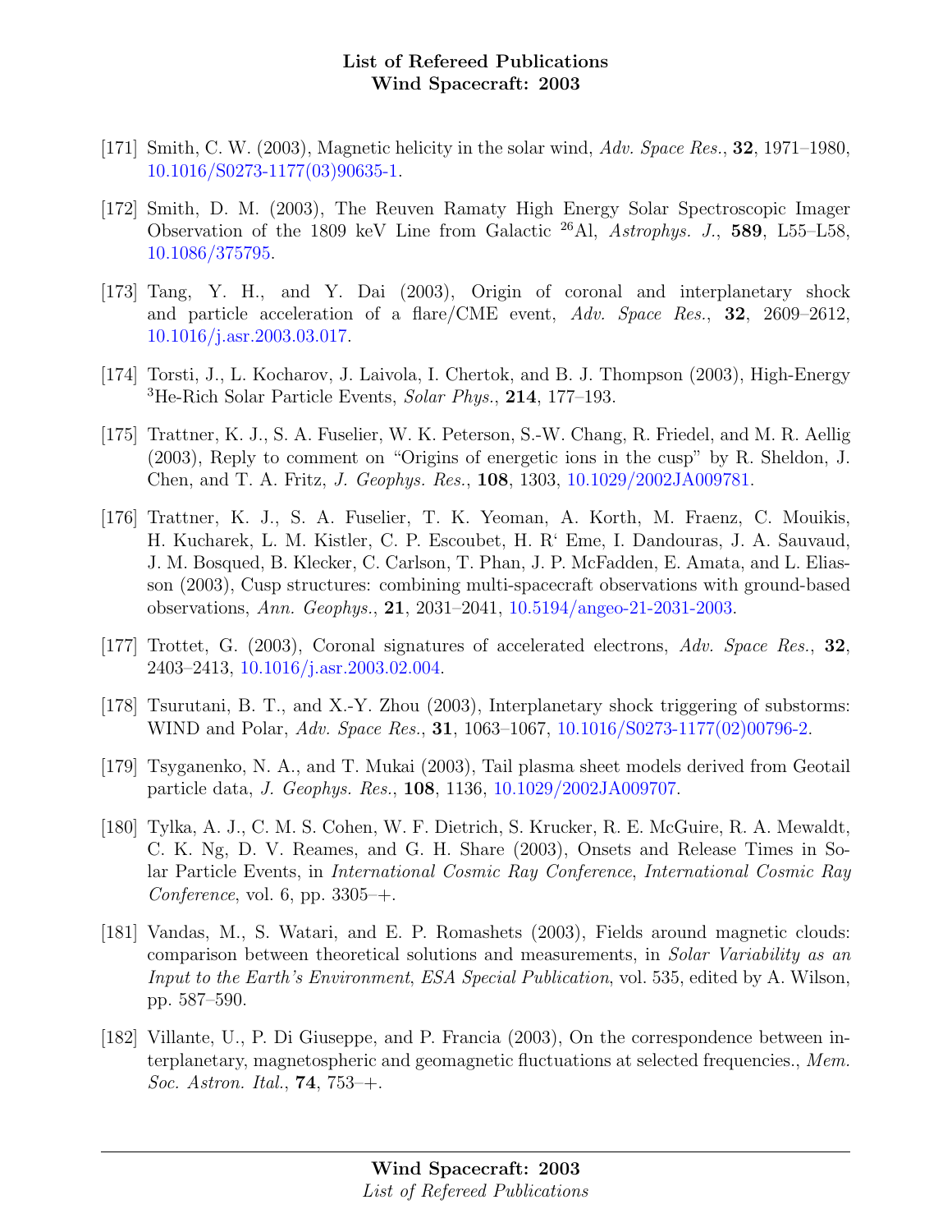[171] Smith, C. W. (2003), Magnetic helicity in the solar wind, *Adv. Space Res.*, **32**, 1971–1980, 10.1016/S0273-1177(03)90635-1.

[172] Smith, D. M. (2003), The Reuven Ramaty High Energy Solar Spectroscopic Imager Observation of the 1809 keV Line from Galactic $^{26}$Al, *Astrophys. J.*, **589**, L55–L58, 10.1086/375795.

[173] Tang, Y. H., and Y. Dai (2003), Origin of coronal and interplanetary shock and particle acceleration of a flare/CME event, *Adv. Space Res.*, **32**, 2609–2612, 10.1016/j.asr.2003.03.017.

[174] Torsti, J., L. Kocharov, J. Laivola, I. Chertok, and B. J. Thompson (2003), High-Energy $^{3}$He-Rich Solar Particle Events, *Solar Phys.*, **214**, 177–193.

[175] Trattner, K. J., S. A. Fuselier, W. K. Peterson, S.-W. Chang, R. Friedel, and M. R. Aellig (2003), Reply to comment on "Origins of energetic ions in the cusp" by R. Sheldon, J. Chen, and T. A. Fritz, *J. Geophys. Res.*, **108**, 1303, 10.1029/2002JA009781.

[176] Trattner, K. J., S. A. Fuselier, T. K. Yeoman, A. Korth, M. Fraenz, C. Mouikis, H. Kucharek, L. M. Kistler, C. P. Escoubet, H. R' Eme, I. Dandouras, J. A. Sauvaud, J. M. Bosqued, B. Klecker, C. Carlson, T. Phan, J. P. McFadden, E. Amata, and L. Eliasson (2003), Cusp structures: combining multi-spacecraft observations with ground-based observations, *Ann. Geophys.*, **21**, 2031–2041, 10.5194/angeo-21-2031-2003.

[177] Trottet, G. (2003), Coronal signatures of accelerated electrons, *Adv. Space Res.*, **32**, 2403–2413, 10.1016/j.asr.2003.02.004.

[178] Tsurutani, B. T., and X.-Y. Zhou (2003), Interplanetary shock triggering of substorms: WIND and Polar, *Adv. Space Res.*, **31**, 1063–1067, 10.1016/S0273-1177(02)00796-2.

[179] Tsyganenko, N. A., and T. Mukai (2003), Tail plasma sheet models derived from Geotail particle data, *J. Geophys. Res.*, **108**, 1136, 10.1029/2002JA009707.

[180] Tylka, A. J., C. M. S. Cohen, W. F. Dietrich, S. Krucker, R. E. McGuire, R. A. Mewaldt, C. K. Ng, D. V. Reames, and G. H. Share (2003), Onsets and Release Times in Solar Particle Events, in *International Cosmic Ray Conference*, *International Cosmic Ray Conference*, vol. 6, pp. 3305–+.

[181] Vandas, M., S. Watari, and E. P. Romashets (2003), Fields around magnetic clouds: comparison between theoretical solutions and measurements, in *Solar Variability as an Input to the Earth's Environment*, *ESA Special Publication*, vol. 535, edited by A. Wilson, pp. 587–590.

[182] Villante, U., P. Di Giuseppe, and P. Francia (2003), On the correspondence between interplanetary, magnetospheric and geomagnetic fluctuations at selected frequencies., *Mem. Soc. Astron. Ital.*, **74**, 753–+.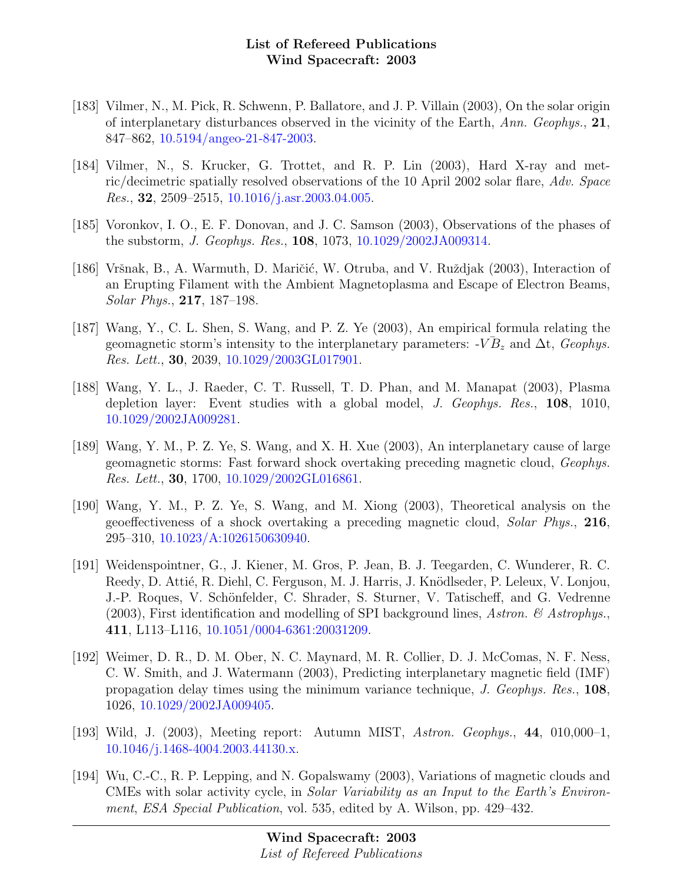[183] Vilmer, N., M. Pick, R. Schwenn, P. Ballatore, and J. P. Villain (2003), On the solar origin of interplanetary disturbances observed in the vicinity of the Earth, *Ann. Geophys.*, **21**, 847–862, 10.5194/angeo-21-847-2003.

[184] Vilmer, N., S. Krucker, G. Trottet, and R. P. Lin (2003), Hard X-ray and metric/decimetric spatially resolved observations of the 10 April 2002 solar flare, *Adv. Space Res.*, **32**, 2509–2515, 10.1016/j.asr.2003.04.005.

[185] Voronkov, I. O., E. F. Donovan, and J. C. Samson (2003), Observations of the phases of the substorm, *J. Geophys. Res.*, **108**, 1073, 10.1029/2002JA009314.

[186] Vršnak, B., A. Warmuth, D. Maričić, W. Otruba, and V. Ruždjak (2003), Interaction of an Erupting Filament with the Ambient Magnetoplasma and Escape of Electron Beams, *Solar Phys.*, **217**, 187–198.

[187] Wang, Y., C. L. Shen, S. Wang, and P. Z. Ye (2003), An empirical formula relating the geomagnetic storm's intensity to the interplanetary parameters: $-V\bar{B}_z$ and $\Delta$t, *Geophys. Res. Lett.*, **30**, 2039, 10.1029/2003GL017901.

[188] Wang, Y. L., J. Raeder, C. T. Russell, T. D. Phan, and M. Manapat (2003), Plasma depletion layer: Event studies with a global model, *J. Geophys. Res.*, **108**, 1010, 10.1029/2002JA009281.

[189] Wang, Y. M., P. Z. Ye, S. Wang, and X. H. Xue (2003), An interplanetary cause of large geomagnetic storms: Fast forward shock overtaking preceding magnetic cloud, *Geophys. Res. Lett.*, **30**, 1700, 10.1029/2002GL016861.

[190] Wang, Y. M., P. Z. Ye, S. Wang, and M. Xiong (2003), Theoretical analysis on the geoeffectiveness of a shock overtaking a preceding magnetic cloud, *Solar Phys.*, **216**, 295–310, 10.1023/A:1026150630940.

[191] Weidenspointner, G., J. Kiener, M. Gros, P. Jean, B. J. Teegarden, C. Wunderer, R. C. Reedy, D. Attié, R. Diehl, C. Ferguson, M. J. Harris, J. Knödlseder, P. Leleux, V. Lonjou, J.-P. Roques, V. Schönfelder, C. Shrader, S. Sturner, V. Tatischeff, and G. Vedrenne (2003), First identification and modelling of SPI background lines, *Astron. & Astrophys.*, **411**, L113–L116, 10.1051/0004-6361:20031209.

[192] Weimer, D. R., D. M. Ober, N. C. Maynard, M. R. Collier, D. J. McComas, N. F. Ness, C. W. Smith, and J. Watermann (2003), Predicting interplanetary magnetic field (IMF) propagation delay times using the minimum variance technique, *J. Geophys. Res.*, **108**, 1026, 10.1029/2002JA009405.

[193] Wild, J. (2003), Meeting report: Autumn MIST, *Astron. Geophys.*, **44**, 010,000–1, 10.1046/j.1468-4004.2003.44130.x.

[194] Wu, C.-C., R. P. Lepping, and N. Gopalswamy (2003), Variations of magnetic clouds and CMEs with solar activity cycle, in *Solar Variability as an Input to the Earth's Environment*, *ESA Special Publication*, vol. 535, edited by A. Wilson, pp. 429–432.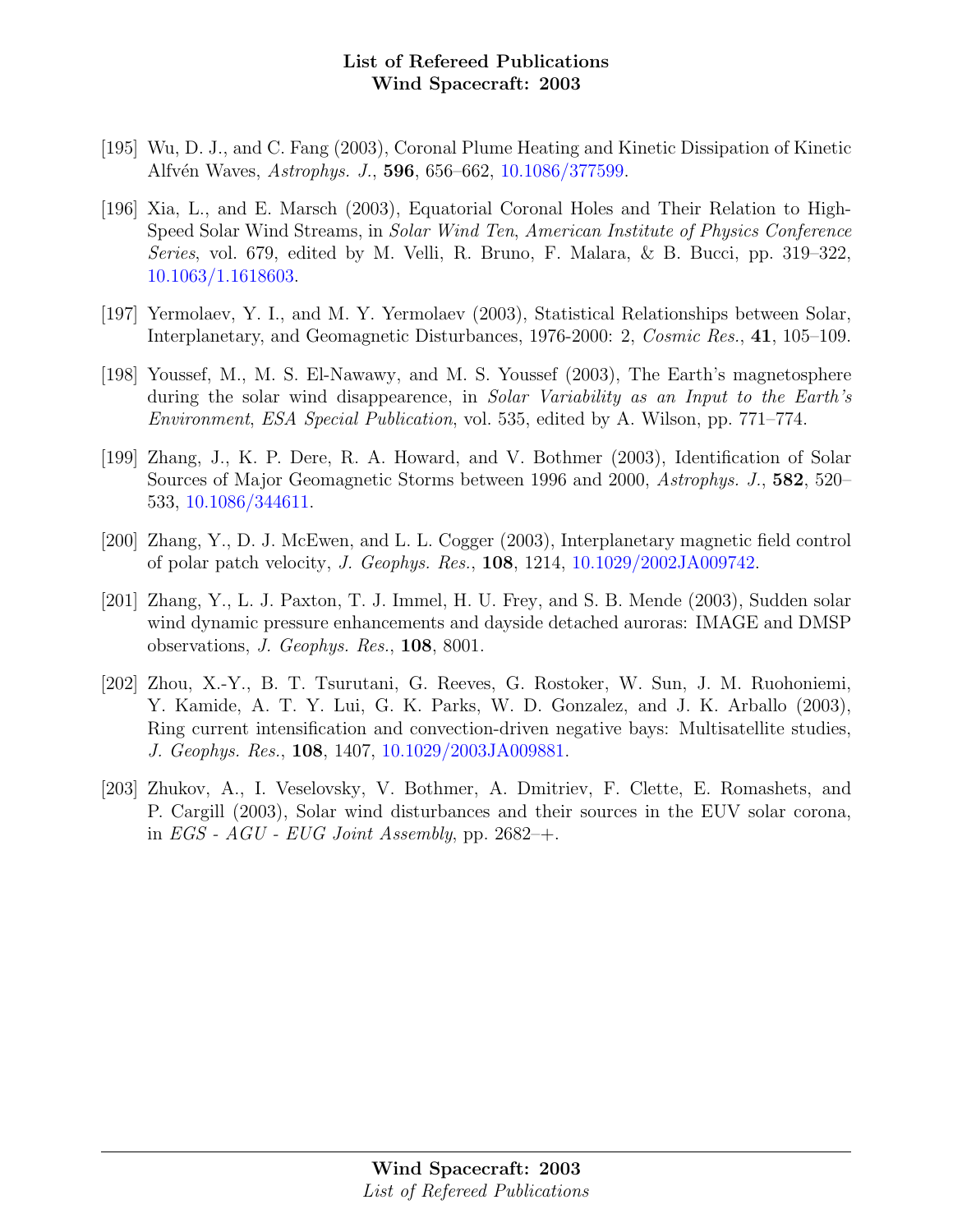[195] Wu, D. J., and C. Fang (2003), Coronal Plume Heating and Kinetic Dissipation of Kinetic Alfvén Waves, *Astrophys. J.*, **596**, 656–662, 10.1086/377599.

[196] Xia, L., and E. Marsch (2003), Equatorial Coronal Holes and Their Relation to High-Speed Solar Wind Streams, in *Solar Wind Ten*, *American Institute of Physics Conference Series*, vol. 679, edited by M. Velli, R. Bruno, F. Malara, & B. Bucci, pp. 319–322, 10.1063/1.1618603.

[197] Yermolaev, Y. I., and M. Y. Yermolaev (2003), Statistical Relationships between Solar, Interplanetary, and Geomagnetic Disturbances, 1976-2000: 2, *Cosmic Res.*, **41**, 105–109.

[198] Youssef, M., M. S. El-Nawawy, and M. S. Youssef (2003), The Earth's magnetosphere during the solar wind disappearence, in *Solar Variability as an Input to the Earth's Environment*, *ESA Special Publication*, vol. 535, edited by A. Wilson, pp. 771–774.

[199] Zhang, J., K. P. Dere, R. A. Howard, and V. Bothmer (2003), Identification of Solar Sources of Major Geomagnetic Storms between 1996 and 2000, *Astrophys. J.*, **582**, 520–533, 10.1086/344611.

[200] Zhang, Y., D. J. McEwen, and L. L. Cogger (2003), Interplanetary magnetic field control of polar patch velocity, *J. Geophys. Res.*, **108**, 1214, 10.1029/2002JA009742.

[201] Zhang, Y., L. J. Paxton, T. J. Immel, H. U. Frey, and S. B. Mende (2003), Sudden solar wind dynamic pressure enhancements and dayside detached auroras: IMAGE and DMSP observations, *J. Geophys. Res.*, **108**, 8001.

[202] Zhou, X.-Y., B. T. Tsurutani, G. Reeves, G. Rostoker, W. Sun, J. M. Ruohoniemi, Y. Kamide, A. T. Y. Lui, G. K. Parks, W. D. Gonzalez, and J. K. Arballo (2003), Ring current intensification and convection-driven negative bays: Multisatellite studies, *J. Geophys. Res.*, **108**, 1407, 10.1029/2003JA009881.

[203] Zhukov, A., I. Veselovsky, V. Bothmer, A. Dmitriev, F. Clette, E. Romashets, and P. Cargill (2003), Solar wind disturbances and their sources in the EUV solar corona, in *EGS - AGU - EUG Joint Assembly*, pp. 2682–+.